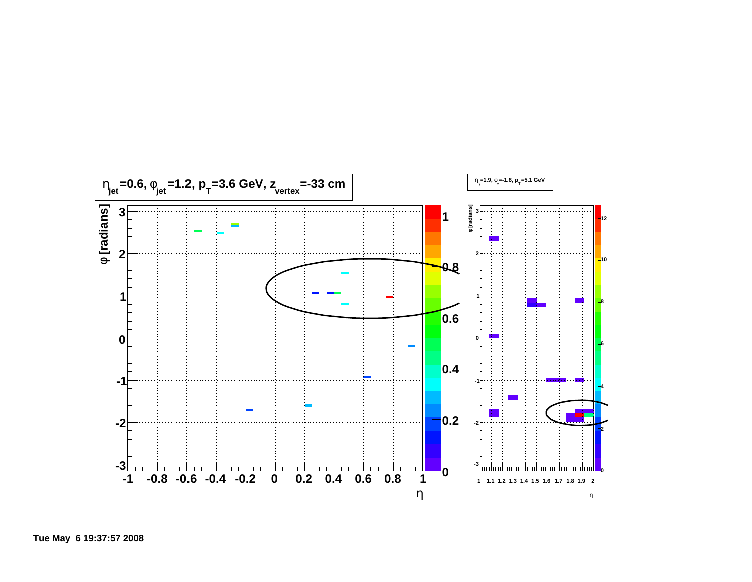$\eta_{jet}$=0.6, $\varphi_{jet}$=1.2, $p_T$=3.6 GeV, $z_{vertex}$=-33 cm

$\eta_{\gamma}$=1.9, $\varphi_{\gamma}$=-1.8, $p_T$=5.1 GeV

Tue May 6 19:37:57 2008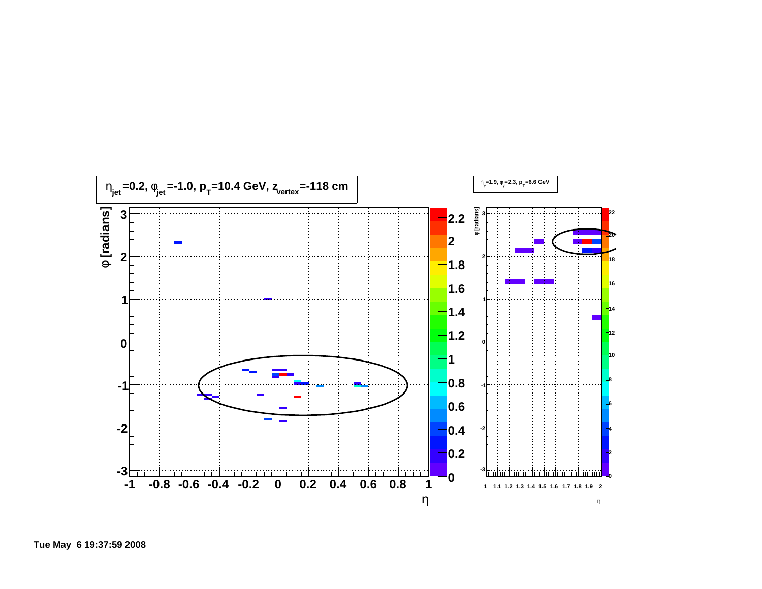$\eta_{jet}$=0.2, $\phi_{jet}$=-1.0, $p_T$=10.4 GeV, $z_{vertex}$=-118 cm

$\eta_{\gamma}$=1.9, $\phi_{\gamma}$=2.3, $p_T$=6.6 GeV

Tue May 6 19:37:59 2008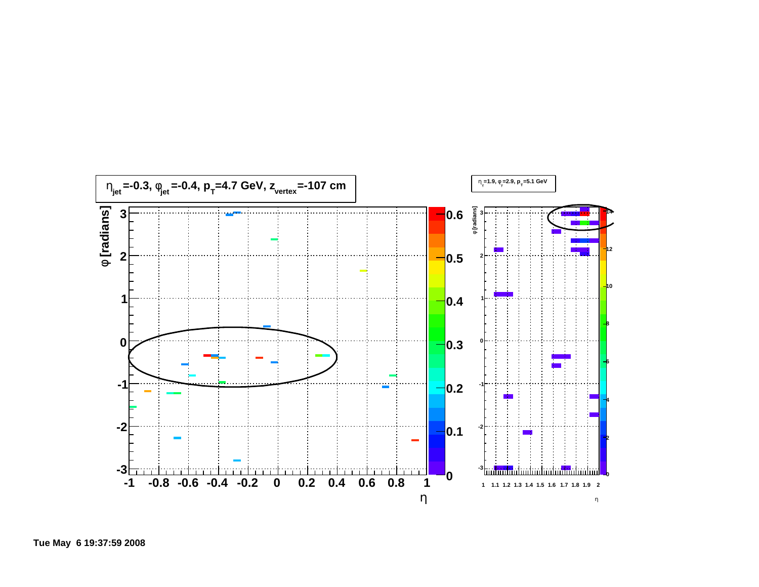$\eta_{jet}$=-0.3, $\varphi_{jet}$=-0.4, $p_T$=4.7 GeV, $z_{vertex}$=-107 cm

$\eta_\gamma$=1.9, $\varphi_\gamma$=2.9, $p_T$=5.1 GeV

Tue May 6 19:37:59 2008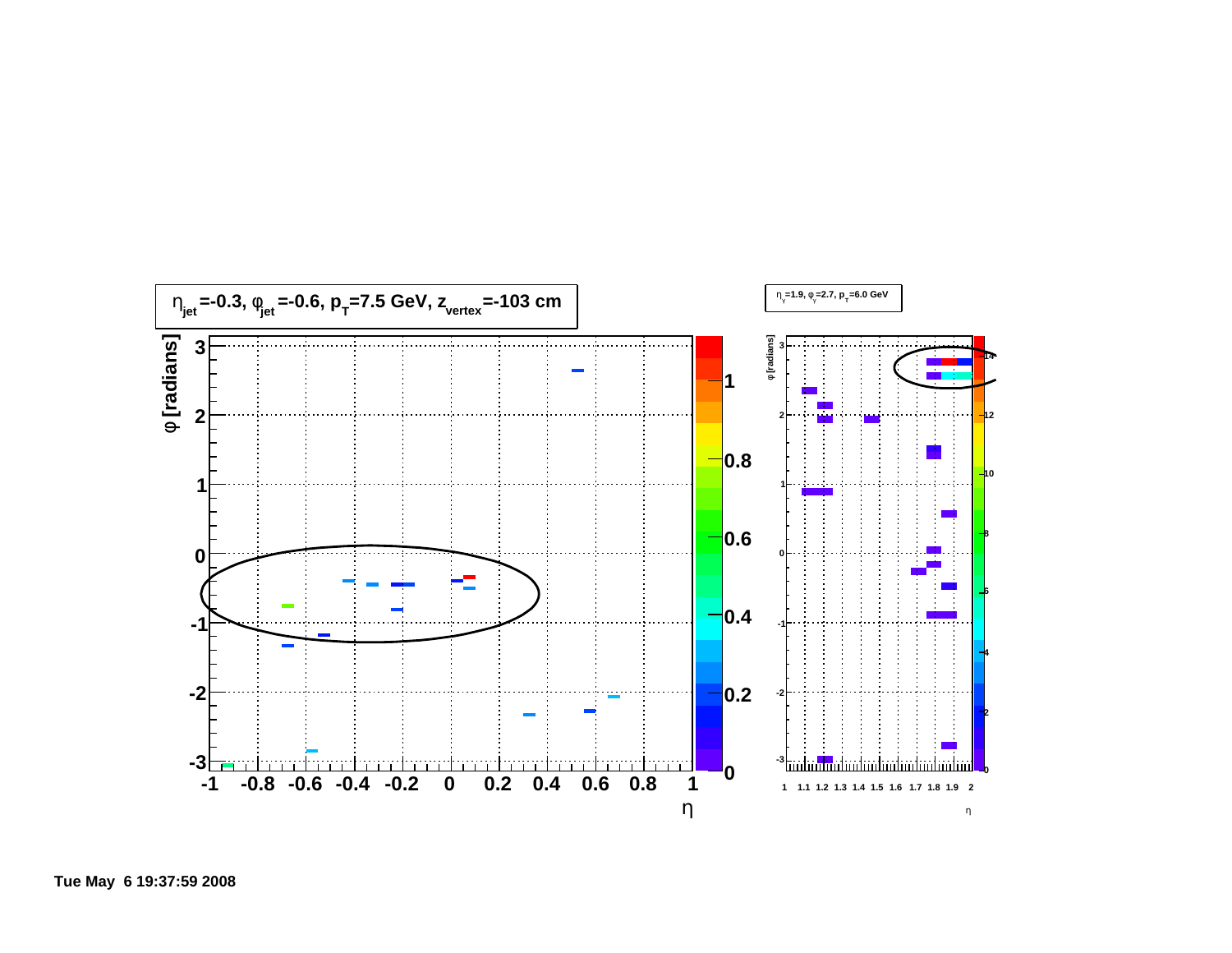$\eta_{jet}$=-0.3, $\varphi_{jet}$=-0.6, $p_T$=7.5 GeV, $z_{vertex}$=-103 cm

$\eta_{\gamma}$=1.9, $\varphi_{\gamma}$=2.7, $p_T$=6.0 GeV

Tue May 6 19:37:59 2008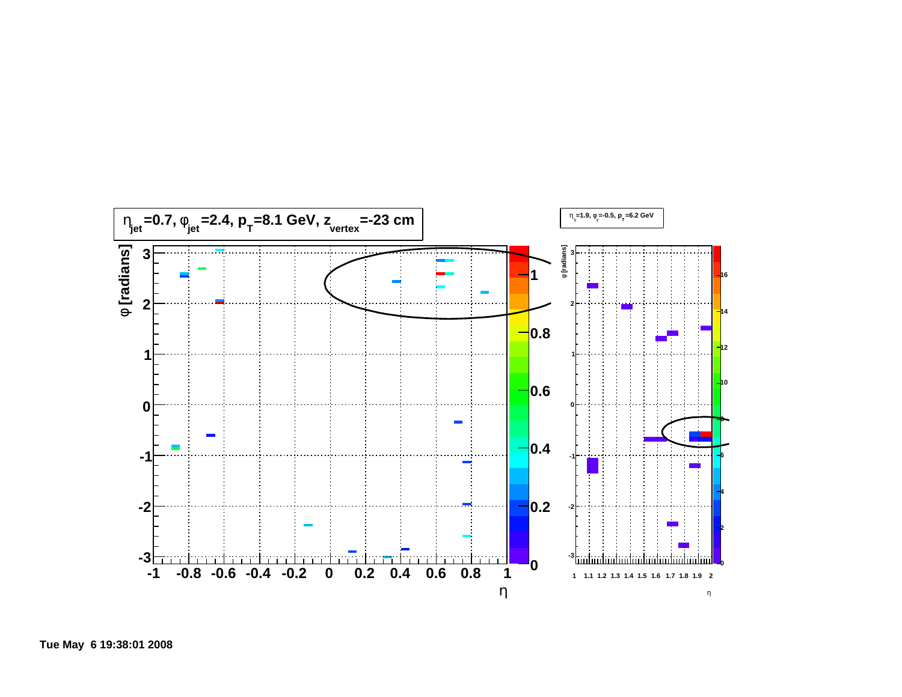$\eta_{jet}$=0.7, $\varphi_{jet}$=2.4, $p_T$=8.1 GeV, $z_{vertex}$=-23 cm

$\eta_{\gamma}$=1.9, $\varphi_{\gamma}$=-0.5, $p_T$=6.2 GeV

Tue May 6 19:38:01 2008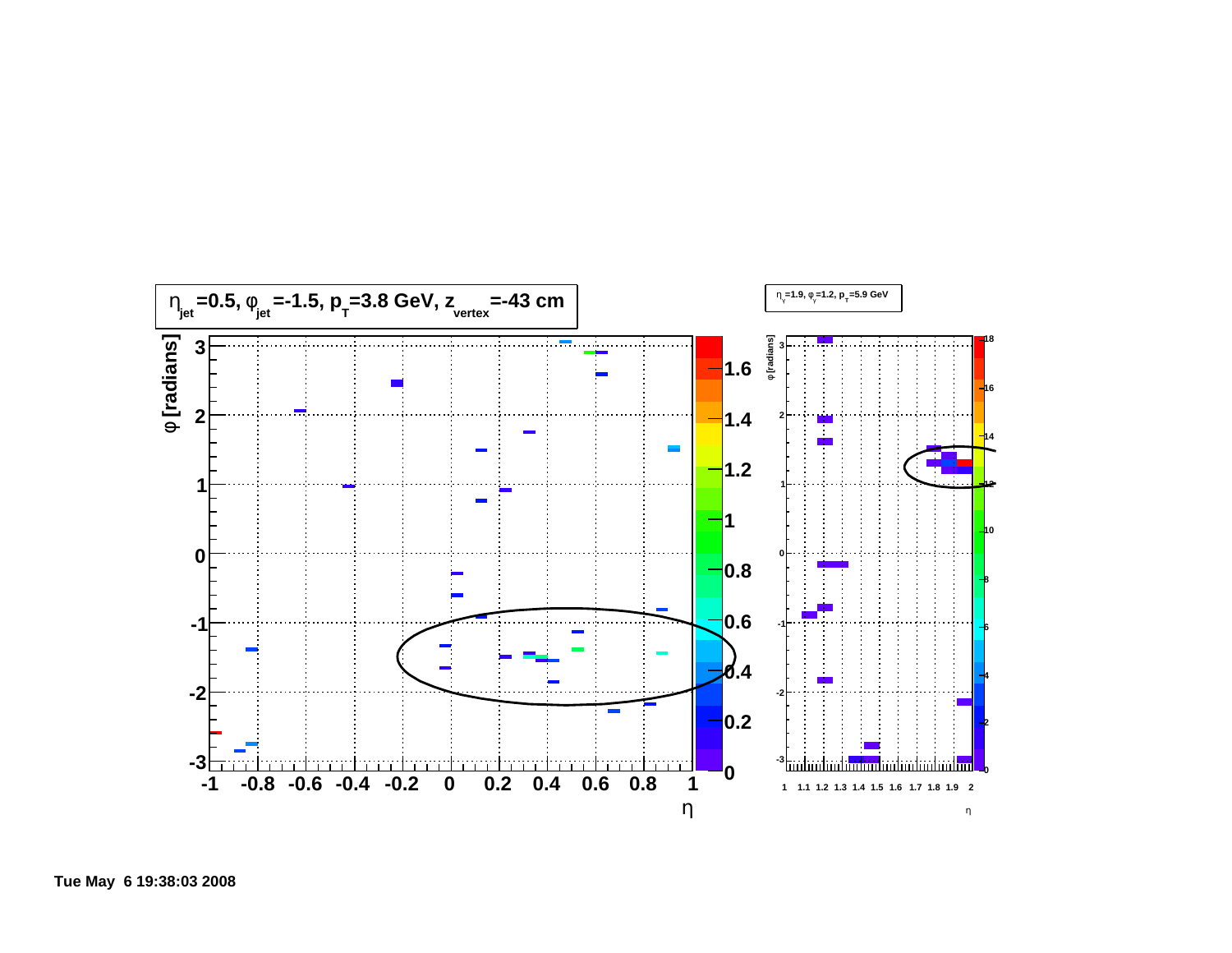$\eta_{jet}$=0.5, $\varphi_{jet}$=-1.5, $p_T$=3.8 GeV, $z_{vertex}$=-43 cm

$\eta_{\gamma}$=1.9, $\varphi_{\gamma}$=1.2, $p_T$=5.9 GeV

Tue May 6 19:38:03 2008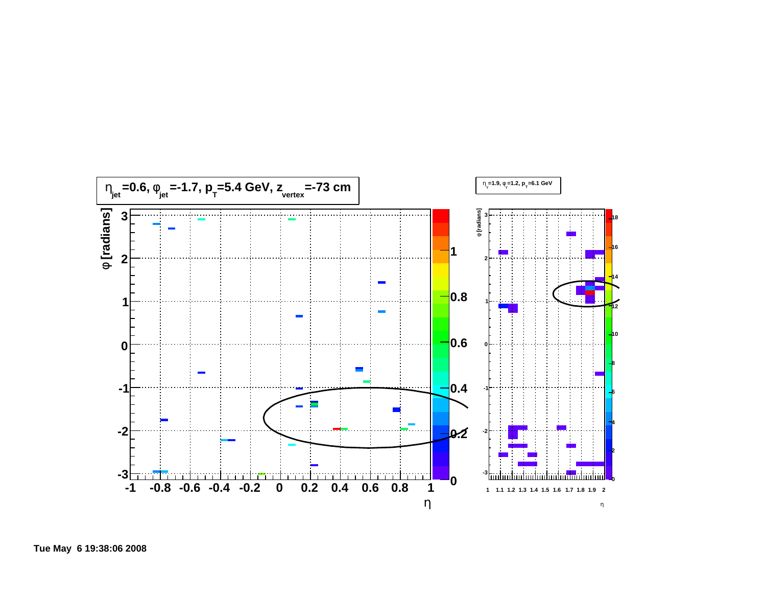$\eta_{jet}$=0.6, $\varphi_{jet}$=-1.7, $p_T$=5.4 GeV, $z_{vertex}$=-73 cm

$\eta_\gamma$=1.9, $\varphi_\gamma$=1.2, $p_T$=6.1 GeV

Tue May 6 19:38:06 2008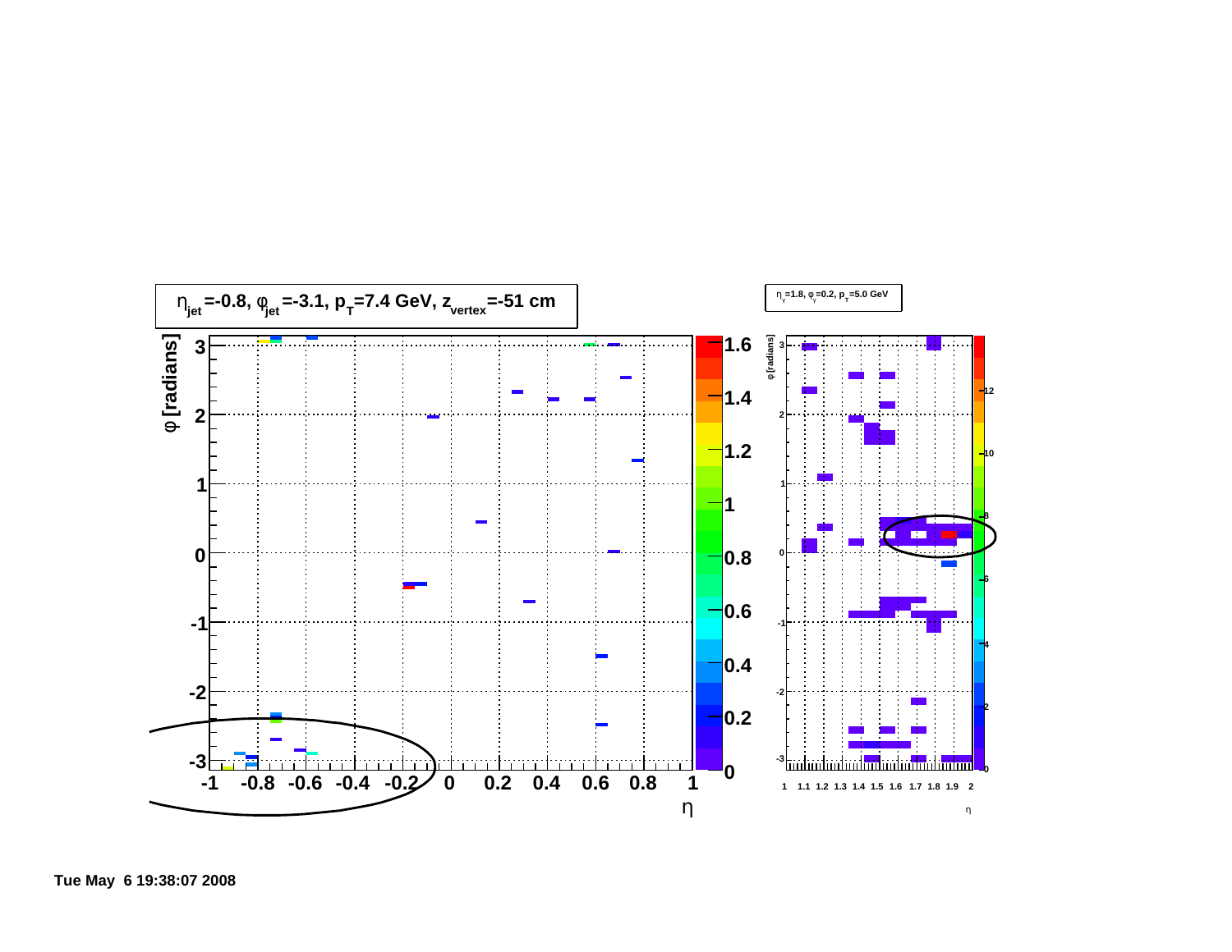$\eta_{jet}$=-0.8, $\varphi_{jet}$=-3.1, $p_T$=7.4 GeV, $z_{vertex}$=-51 cm

$\eta_\gamma$=1.8, $\varphi_\gamma$=0.2, $p_T$=5.0 GeV

Tue May 6 19:38:07 2008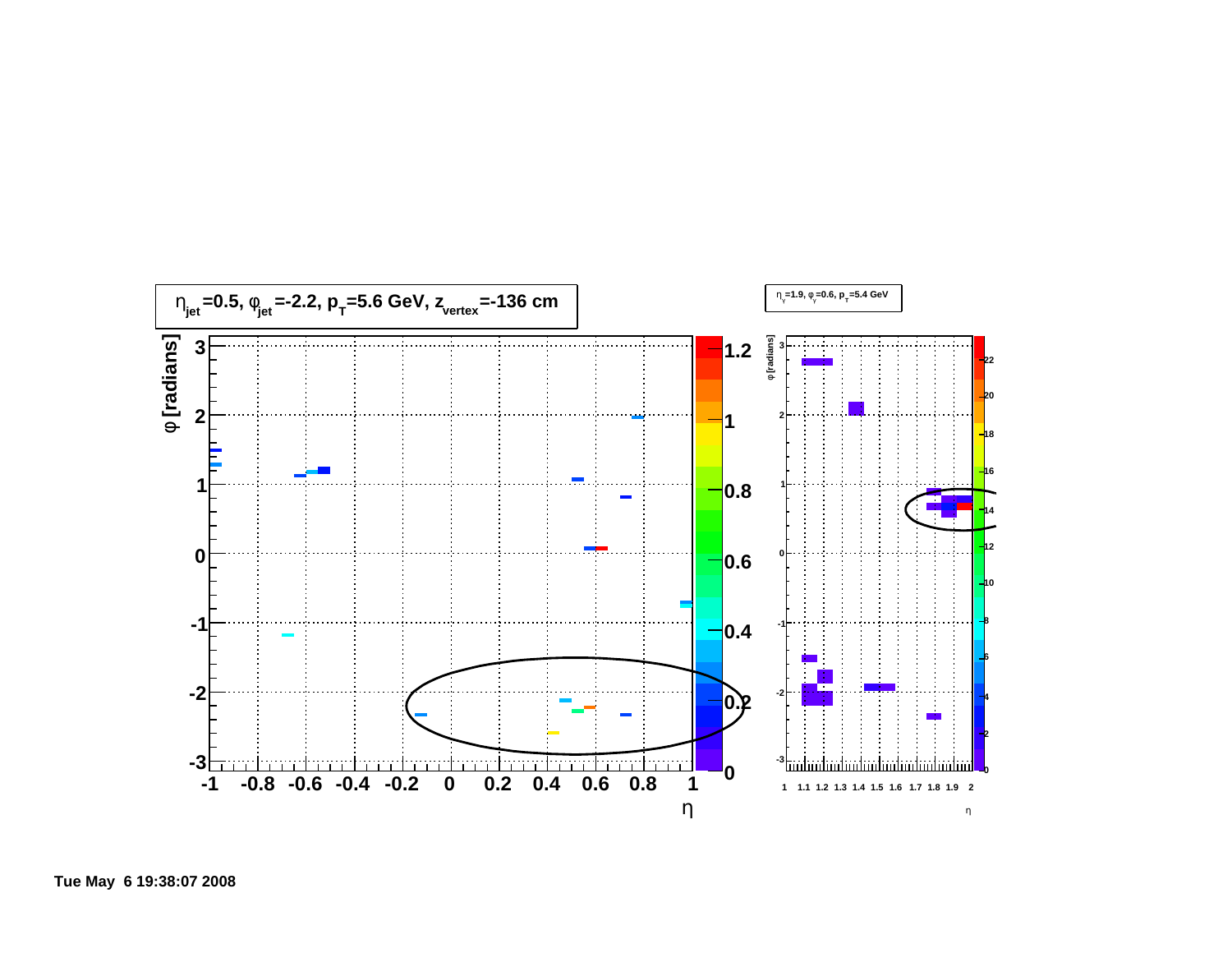$\eta_{jet}$=0.5, $\varphi_{jet}$=-2.2, $p_T$=5.6 GeV, $z_{vertex}$=-136 cm

$\eta_{\gamma}$=1.9, $\varphi_{\gamma}$=0.6, $p_T$=5.4 GeV

Tue May 6 19:38:07 2008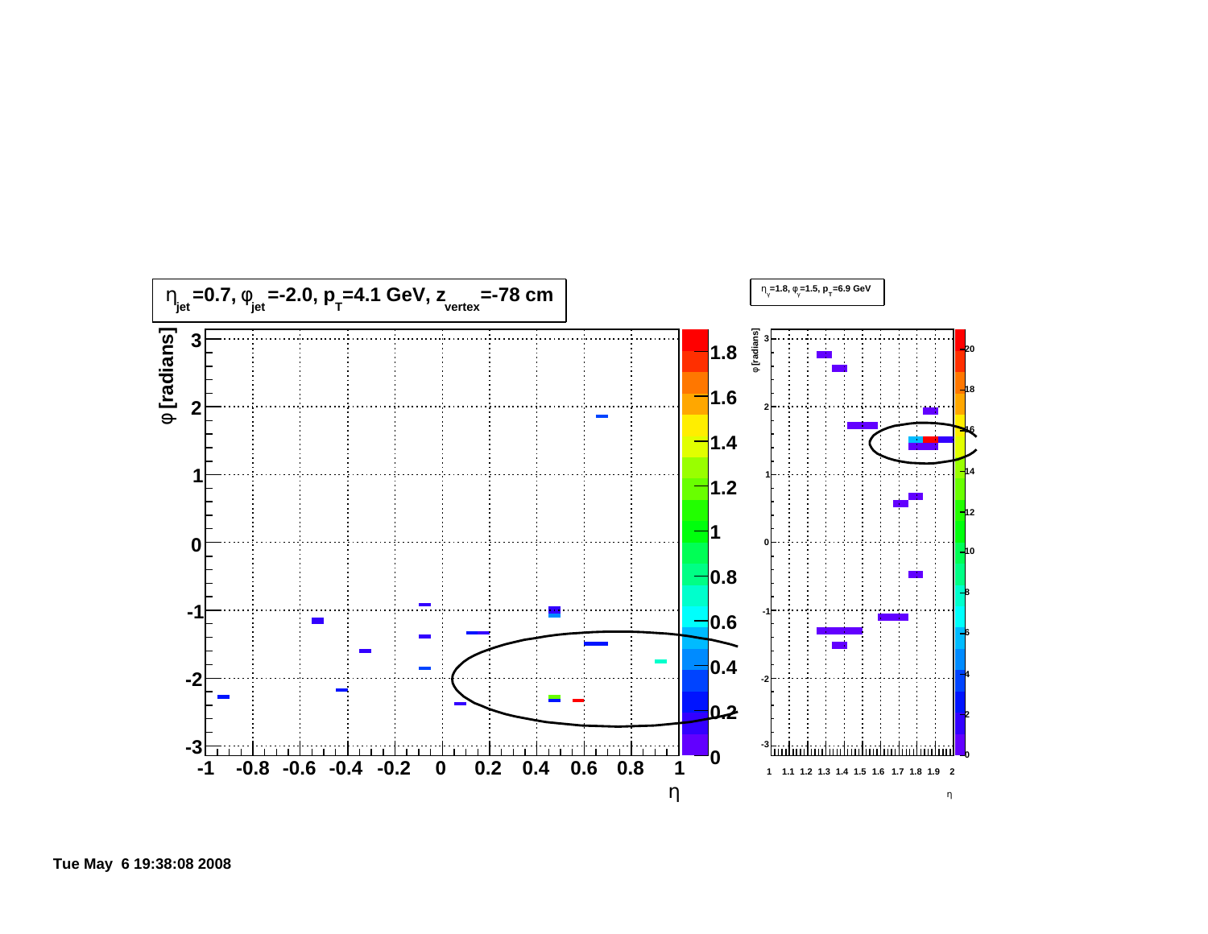$\eta_{jet}$=0.7, $\varphi_{jet}$=-2.0, $p_T$=4.1 GeV, $z_{vertex}$=-78 cm

$\eta_\gamma$=1.8, $\varphi_\gamma$=1.5, $p_T$=6.9 GeV

Tue May 6 19:38:08 2008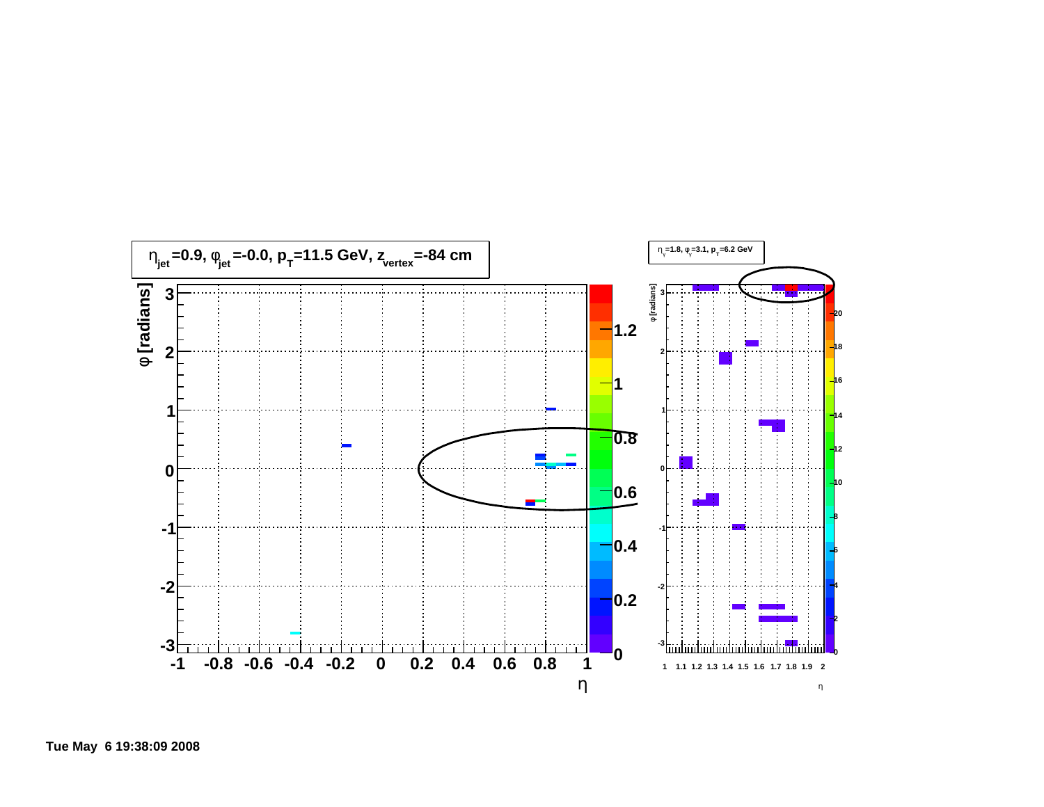$\eta_{jet}$=0.9, $\varphi_{jet}$=-0.0, $p_T$=11.5 GeV, $z_{vertex}$=-84 cm

$\eta_{\gamma}$=1.8, $\varphi_{\gamma}$=3.1, $p_T$=6.2 GeV

Tue May 6 19:38:09 2008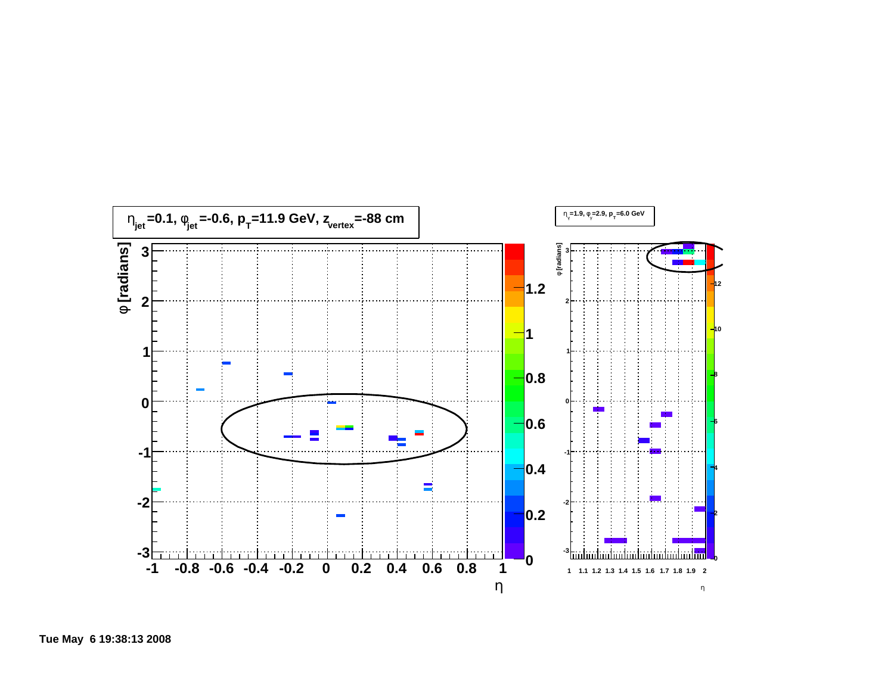$\eta_{jet}$=0.1, $\varphi_{jet}$=-0.6, $p_T$=11.9 GeV, $z_{vertex}$=-88 cm

$\eta_{\gamma}$=1.9, $\varphi_{\gamma}$=2.9, $p_T$=6.0 GeV

Tue May 6 19:38:13 2008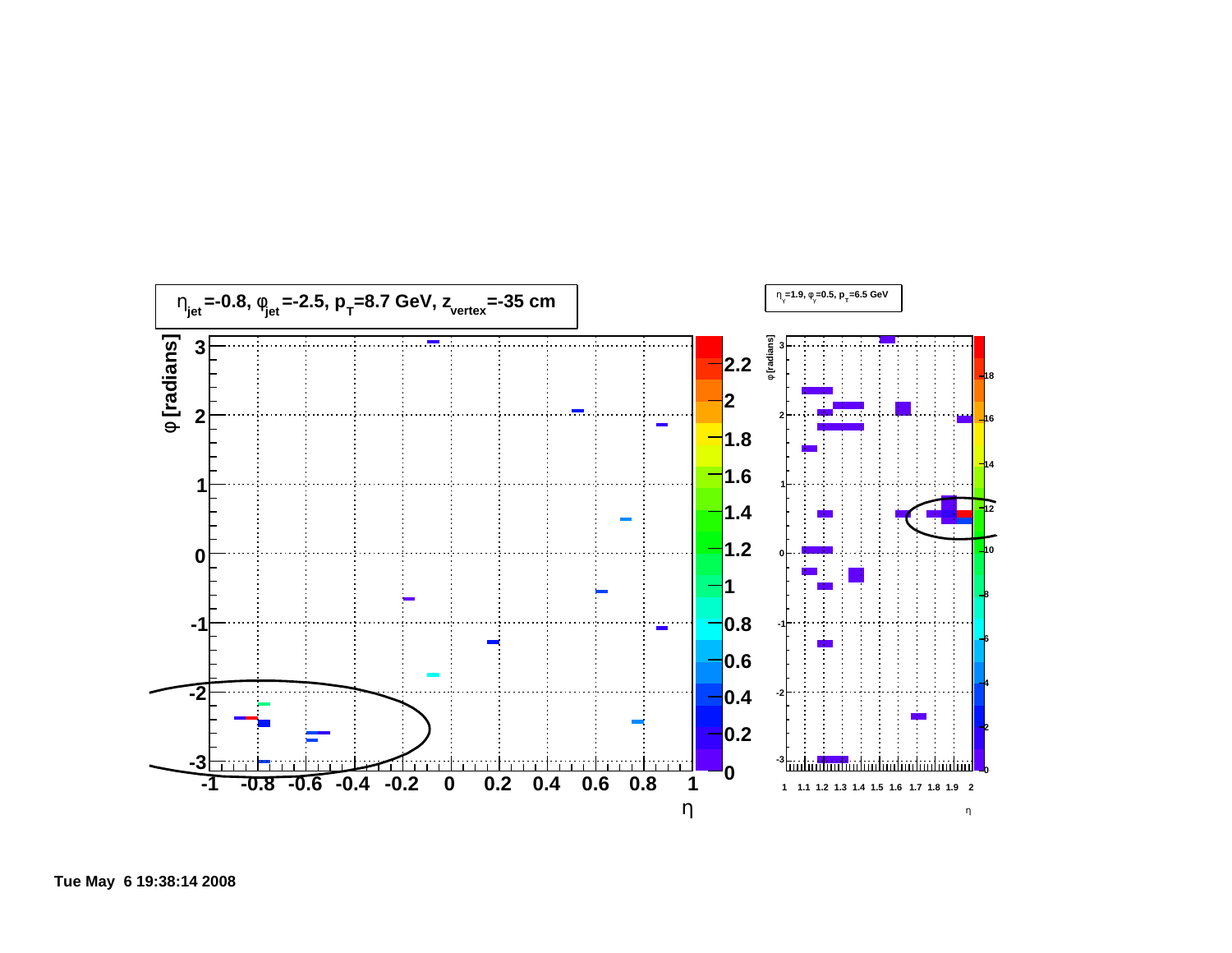$\eta_{jet}$=-0.8, $\varphi_{jet}$=-2.5, $p_T$=8.7 GeV, $z_{vertex}$=-35 cm

$\eta_\gamma$=1.9, $\varphi_\gamma$=0.5, $p_T$=6.5 GeV

Tue May 6 19:38:14 2008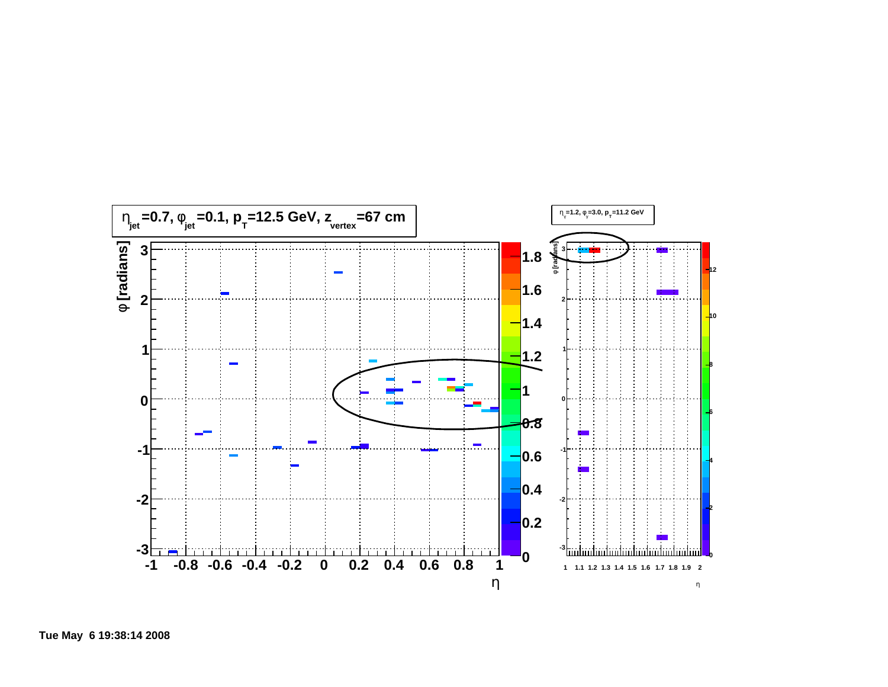$\eta_{jet}$=0.7, $\varphi_{jet}$=0.1, $p_T$=12.5 GeV, $z_{vertex}$=67 cm

$\eta_{\gamma}$=1.2, $\varphi_{\gamma}$=3.0, $p_T$=11.2 GeV

Tue May 6 19:38:14 2008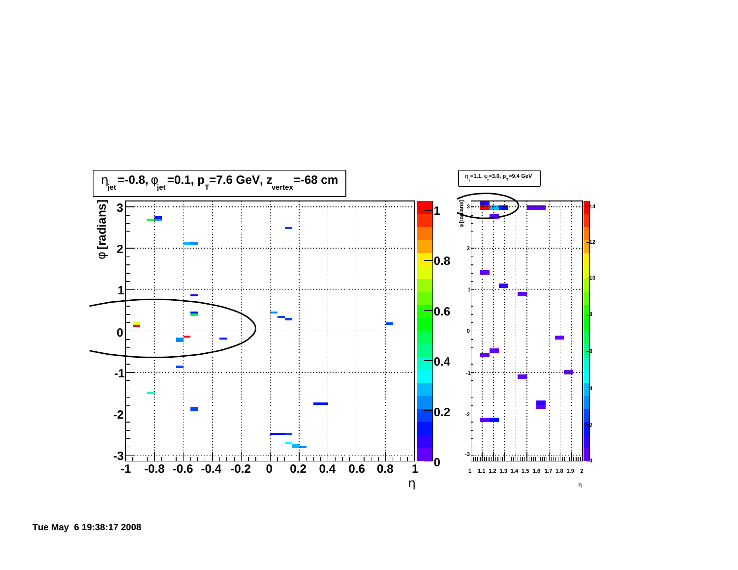$\eta_{jet}$=-0.8, $\varphi_{jet}$=0.1, $p_T$=7.6 GeV, $z_{vertex}$=-68 cm

$\eta_{\gamma}$=1.1, $\varphi_{\gamma}$=3.0, $p_T$=9.4 GeV

Tue May 6 19:38:17 2008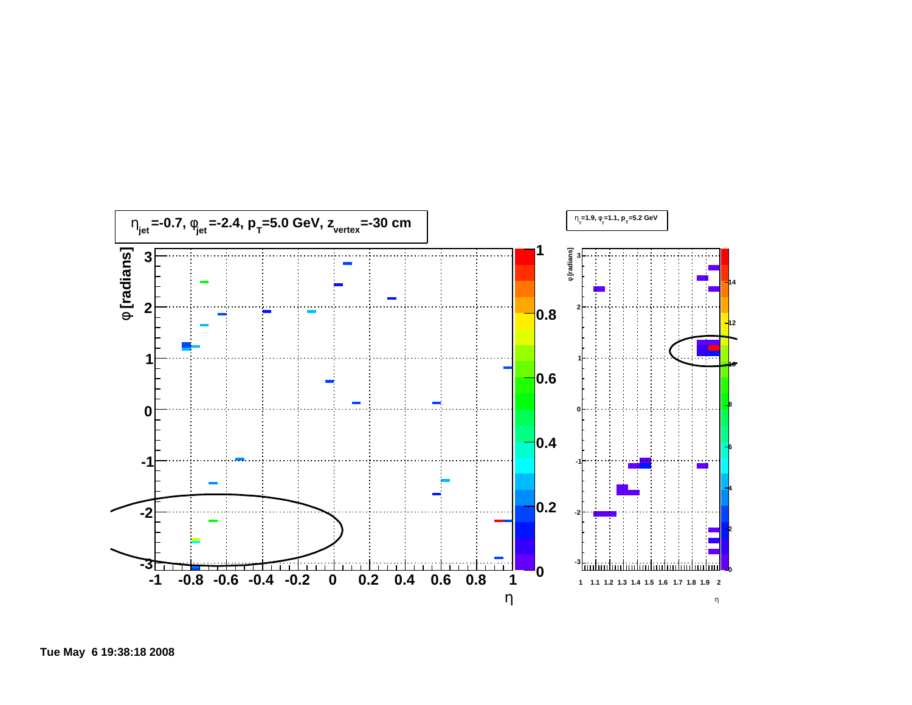$\eta_{jet}$=-0.7, $\varphi_{jet}$=-2.4, $p_T$=5.0 GeV, $z_{vertex}$=-30 cm

$\eta_{\gamma}$=1.9, $\varphi_{\gamma}$=1.1, $p_T$=5.2 GeV

Tue May 6 19:38:18 2008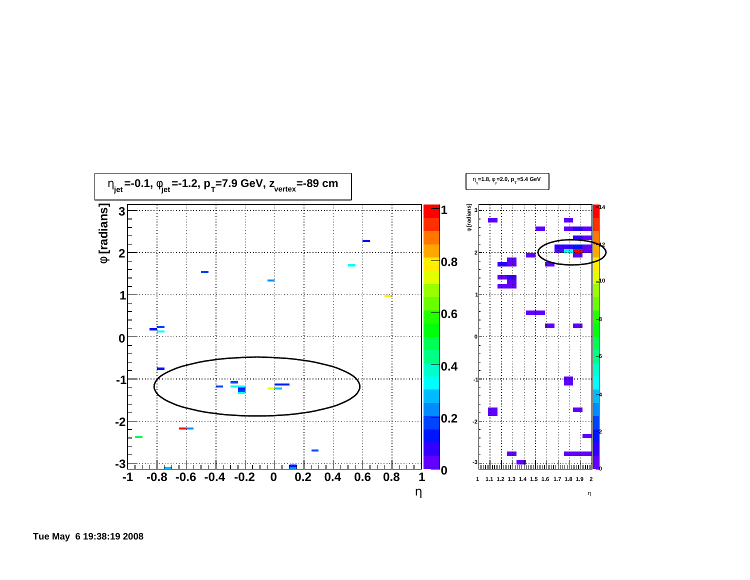$\eta_{jet}$=-0.1, $\varphi_{jet}$=-1.2, $p_T$=7.9 GeV, $z_{vertex}$=-89 cm

$\eta_{\gamma}$=1.8, $\varphi_{\gamma}$=2.0, $p_T$=5.4 GeV

Tue May 6 19:38:19 2008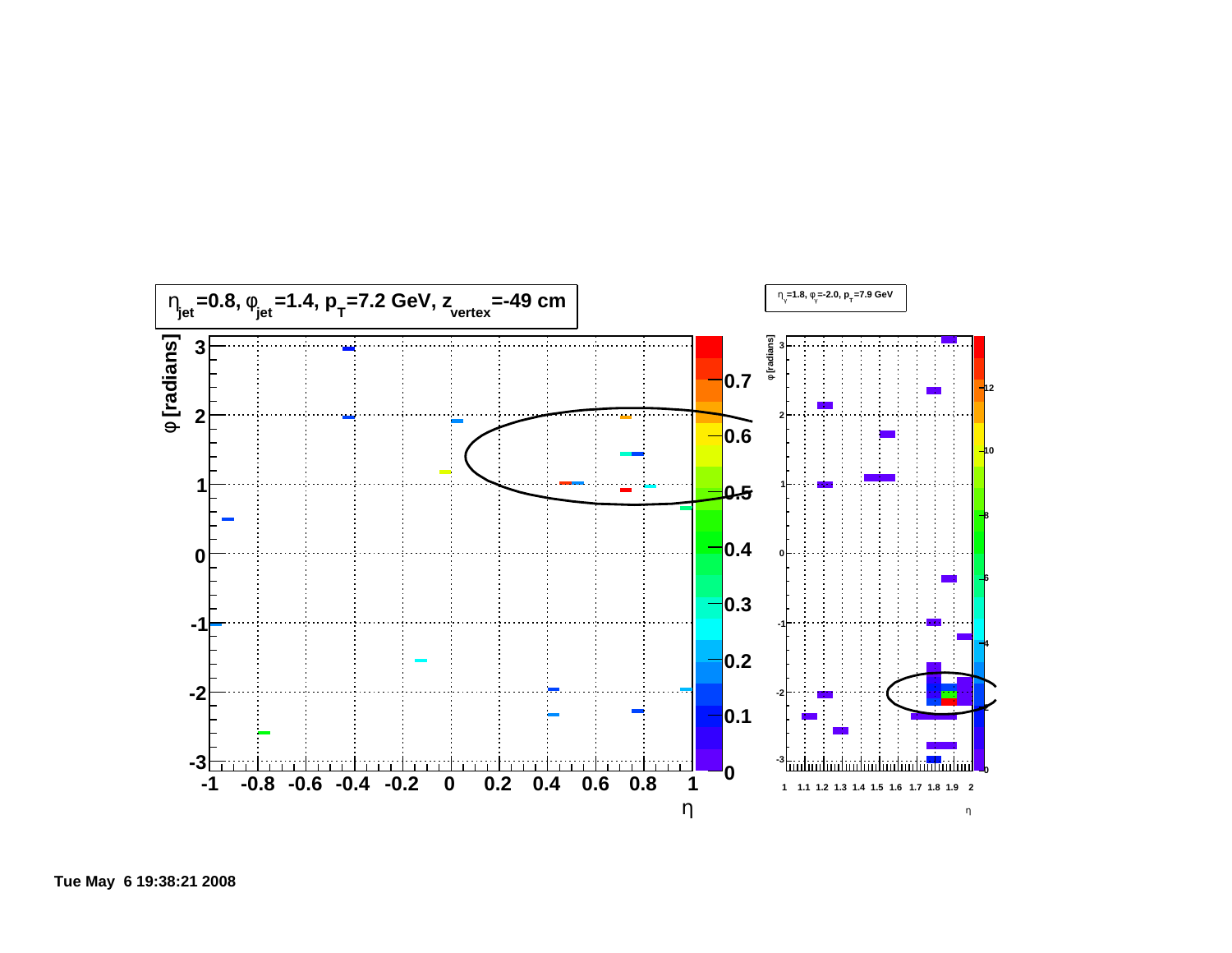$\eta_{jet}$=0.8, $\varphi_{jet}$=1.4, $p_T$=7.2 GeV, $z_{vertex}$=-49 cm

$\eta_{\gamma}$=1.8, $\varphi_{\gamma}$=-2.0, $p_T$=7.9 GeV

Tue May 6 19:38:21 2008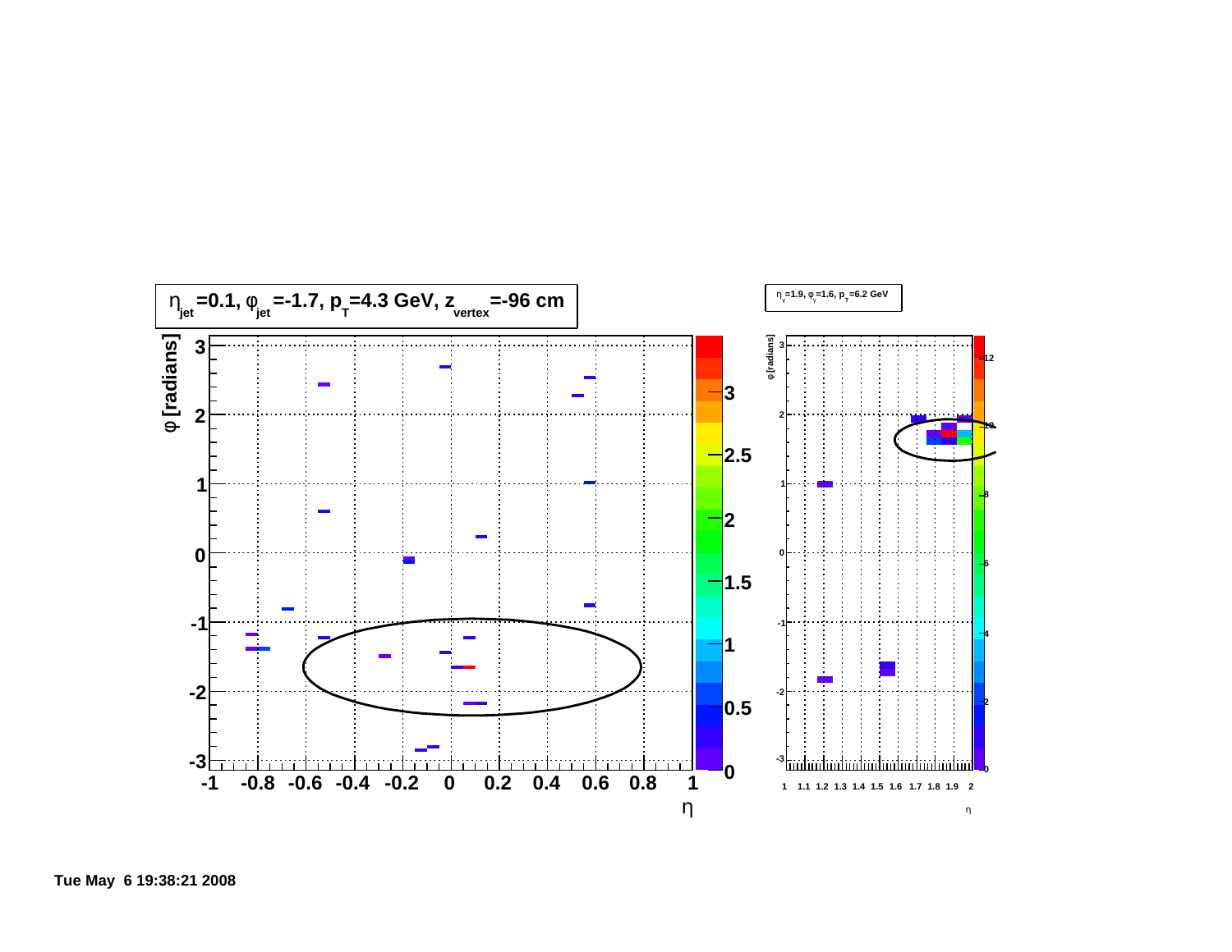$\eta_{jet}$=0.1, $\varphi_{jet}$=-1.7, $p_T$=4.3 GeV, $z_{vertex}$=-96 cm

$\eta_\gamma$=1.9, $\varphi_\gamma$=1.6, $p_T$=6.2 GeV

Tue May 6 19:38:21 2008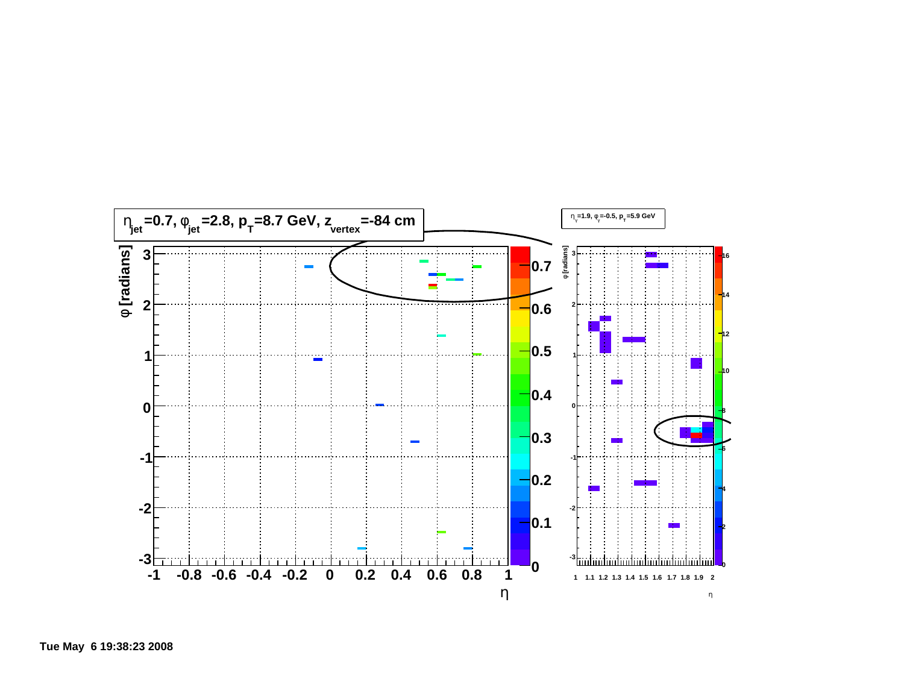$\eta_{jet}$=0.7, $\varphi_{jet}$=2.8, $p_T$=8.7 GeV, $z_{vertex}$=-84 cm

$\eta_{\gamma}$=1.9, $\varphi_{\gamma}$=-0.5, $p_T$=5.9 GeV

Tue May 6 19:38:23 2008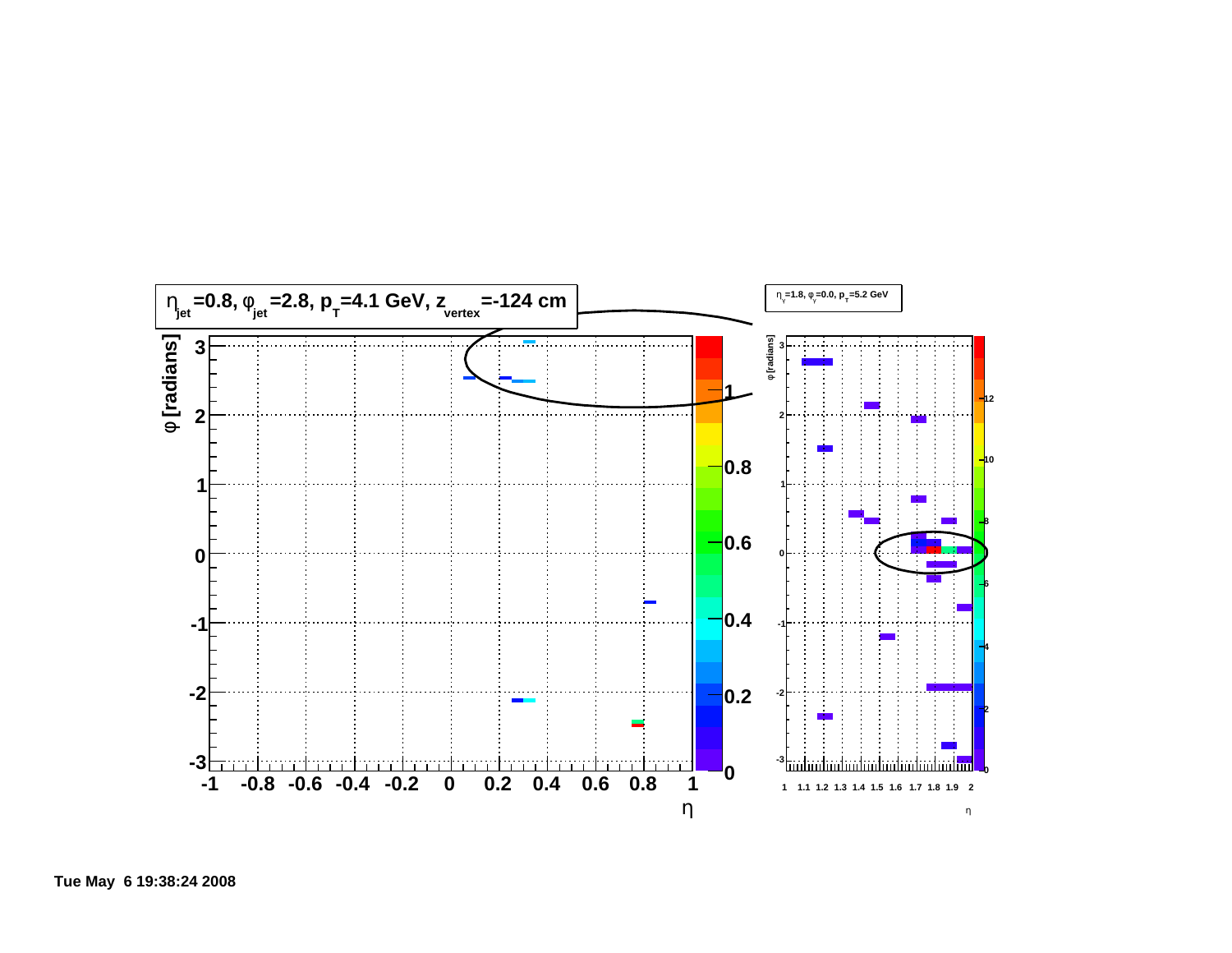$\eta_{jet}$=0.8, $\varphi_{jet}$=2.8, $p_T$=4.1 GeV, $z_{vertex}$=-124 cm

$\eta_{\gamma}$=1.8, $\varphi_{\gamma}$=0.0, $p_T$=5.2 GeV

Tue May 6 19:38:24 2008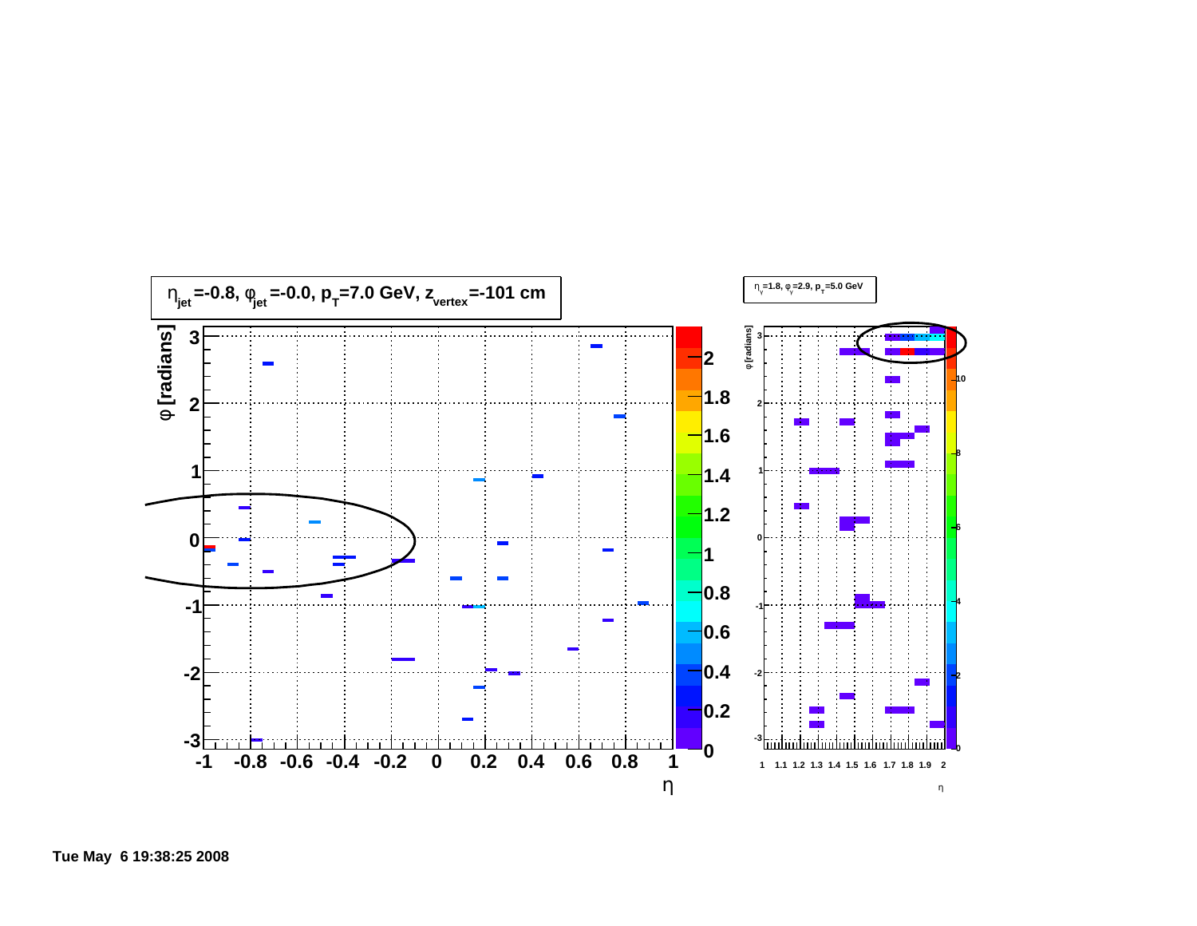$\eta_{jet}$=-0.8, $\varphi_{jet}$=-0.0, $p_T$=7.0 GeV, $z_{vertex}$=-101 cm

$\eta_{\gamma}$=1.8, $\varphi_{\gamma}$=2.9, $p_T$=5.0 GeV

Tue May 6 19:38:25 2008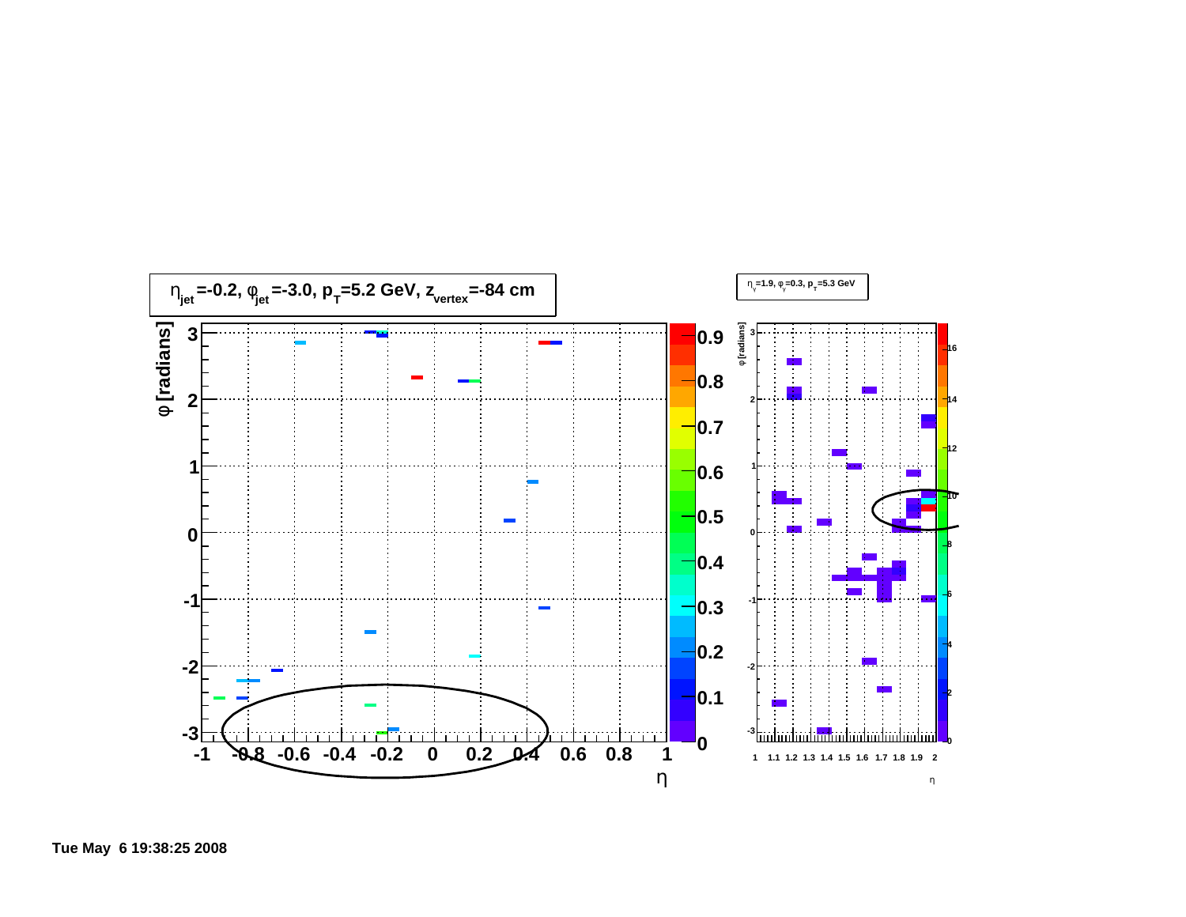$\eta_{jet}$=-0.2, $\varphi_{jet}$=-3.0, $p_T$=5.2 GeV, $z_{vertex}$=-84 cm

$\eta_\gamma$=1.9, $\varphi_\gamma$=0.3, $p_T$=5.3 GeV

Tue May 6 19:38:25 2008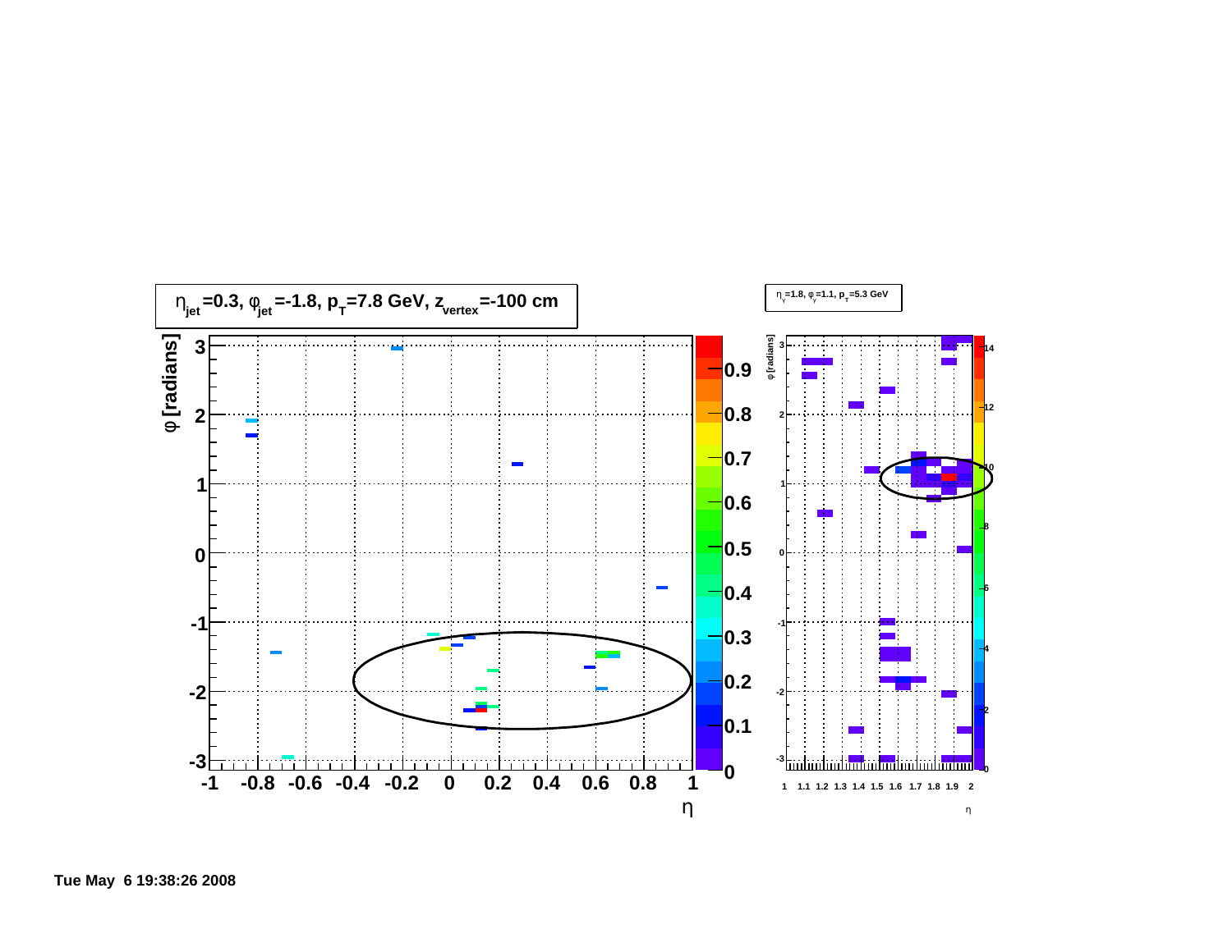$\eta_{jet}$=0.3, $\varphi_{jet}$=-1.8, $p_T$=7.8 GeV, $z_{vertex}$=-100 cm

$\eta_{\gamma}$=1.8, $\varphi_{\gamma}$=1.1, $p_T$=5.3 GeV

Tue May 6 19:38:26 2008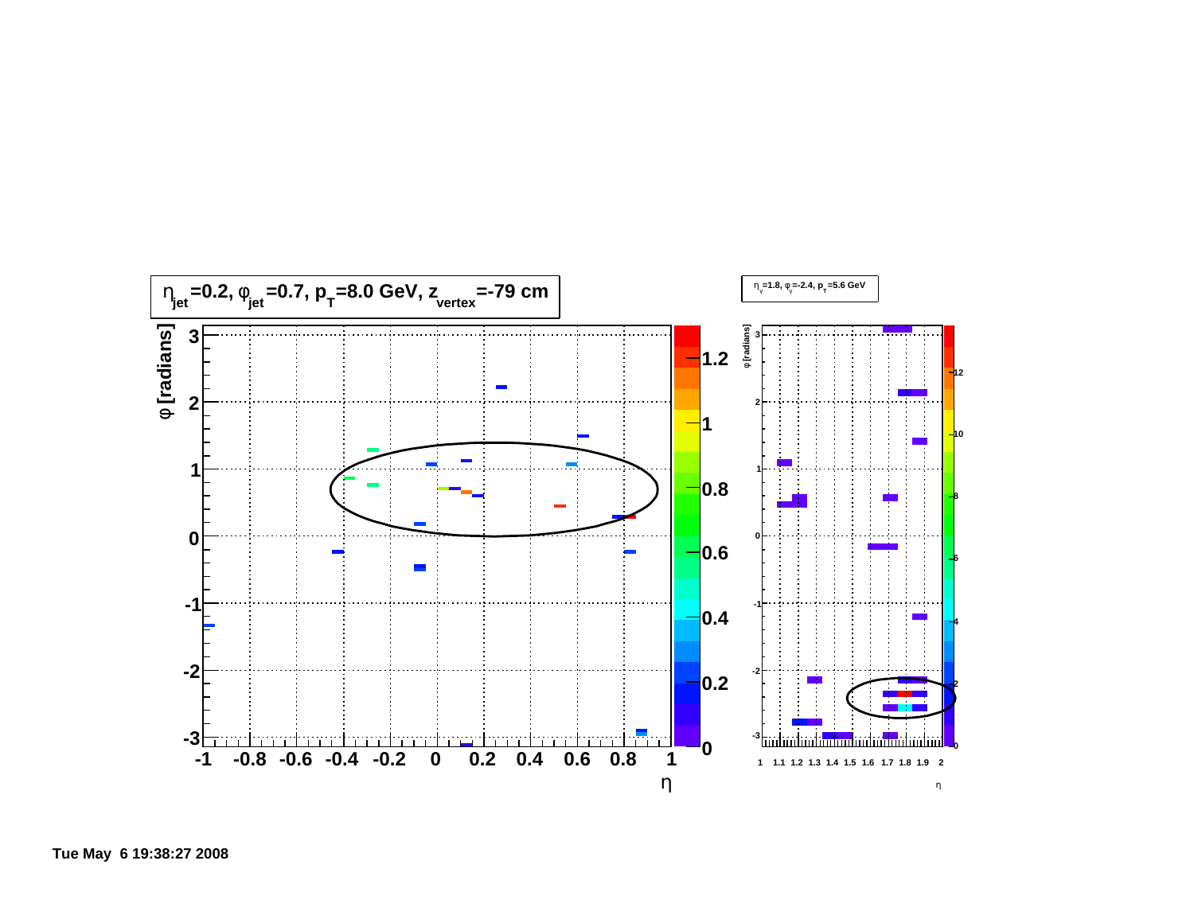$\eta_{jet}$=0.2, $\varphi_{jet}$=0.7, $p_T$=8.0 GeV, $z_{vertex}$=-79 cm

$\eta_\gamma$=1.8, $\varphi_\gamma$=-2.4, $p_T$=5.6 GeV

Tue May 6 19:38:27 2008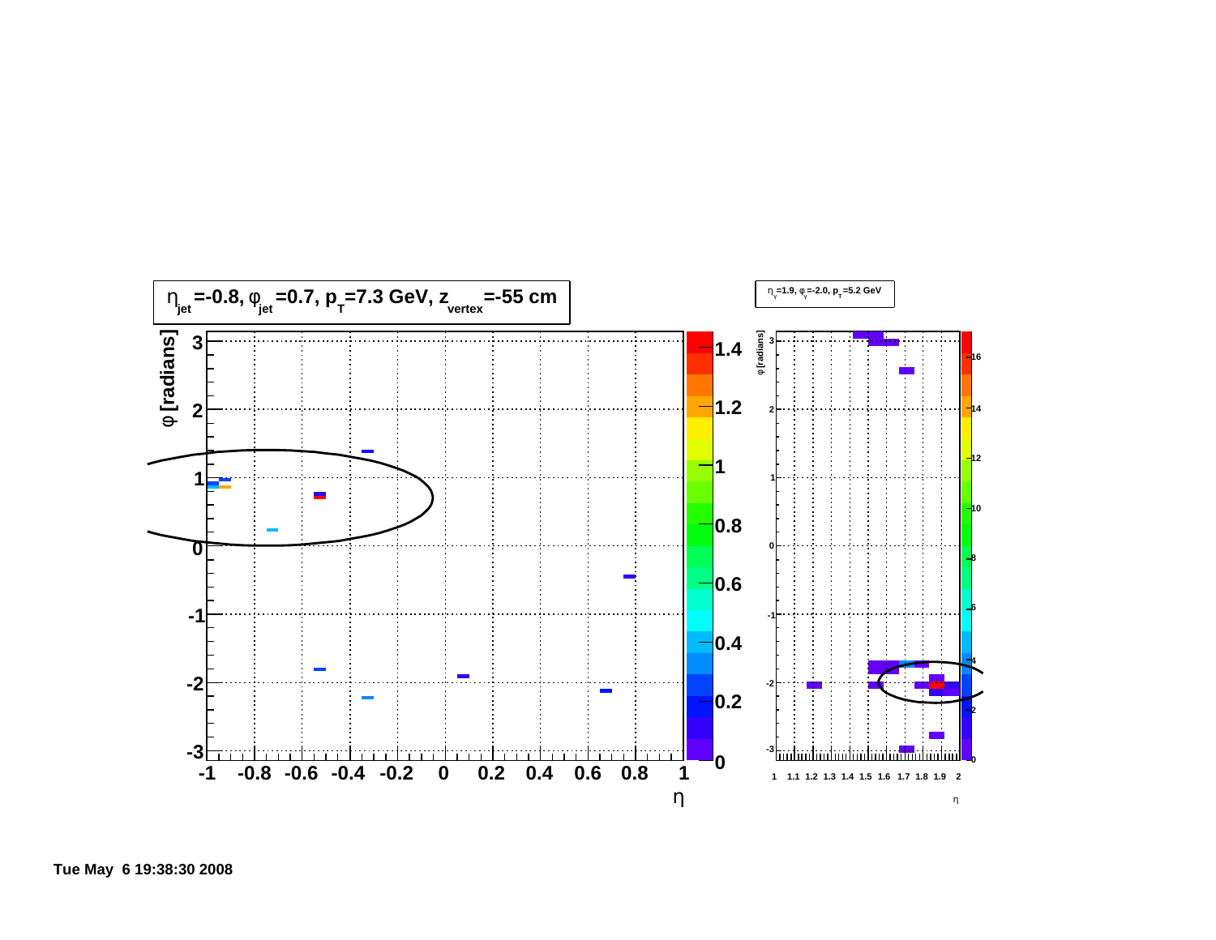$\eta_{jet}$=-0.8, $\varphi_{jet}$=0.7, $p_T$=7.3 GeV, $z_{vertex}$=-55 cm

$\eta_{\gamma}$=1.9, $\varphi_{\gamma}$=-2.0, $p_T$=5.2 GeV

Tue May 6 19:38:30 2008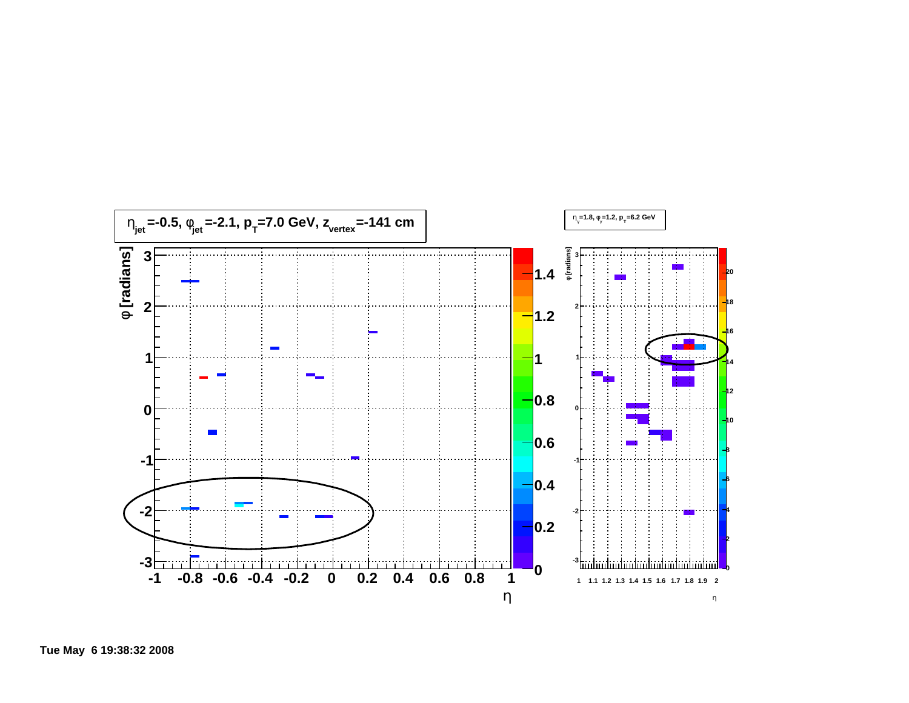$\eta_{jet}$=-0.5, $\varphi_{jet}$=-2.1, $p_T$=7.0 GeV, $z_{vertex}$=-141 cm

$\eta_{\gamma}$=1.8, $\varphi_{\gamma}$=1.2, $p_T$=6.2 GeV

Tue May 6 19:38:32 2008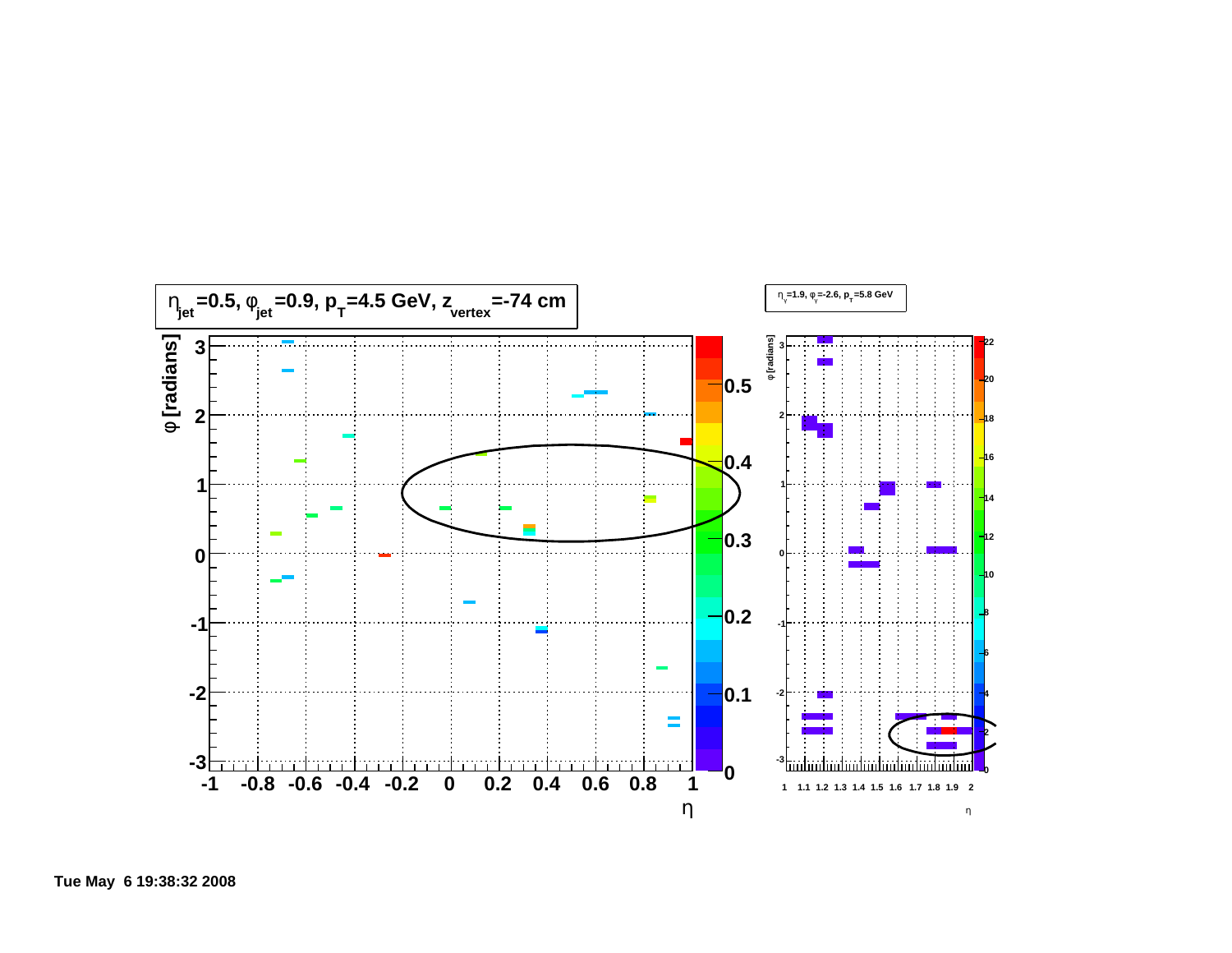$\eta_{jet}$=0.5, $\varphi_{jet}$=0.9, $p_T$=4.5 GeV, $z_{vertex}$=-74 cm

$\eta_{\gamma}$=1.9, $\varphi_{\gamma}$=-2.6, $p_T$=5.8 GeV

Tue May 6 19:38:32 2008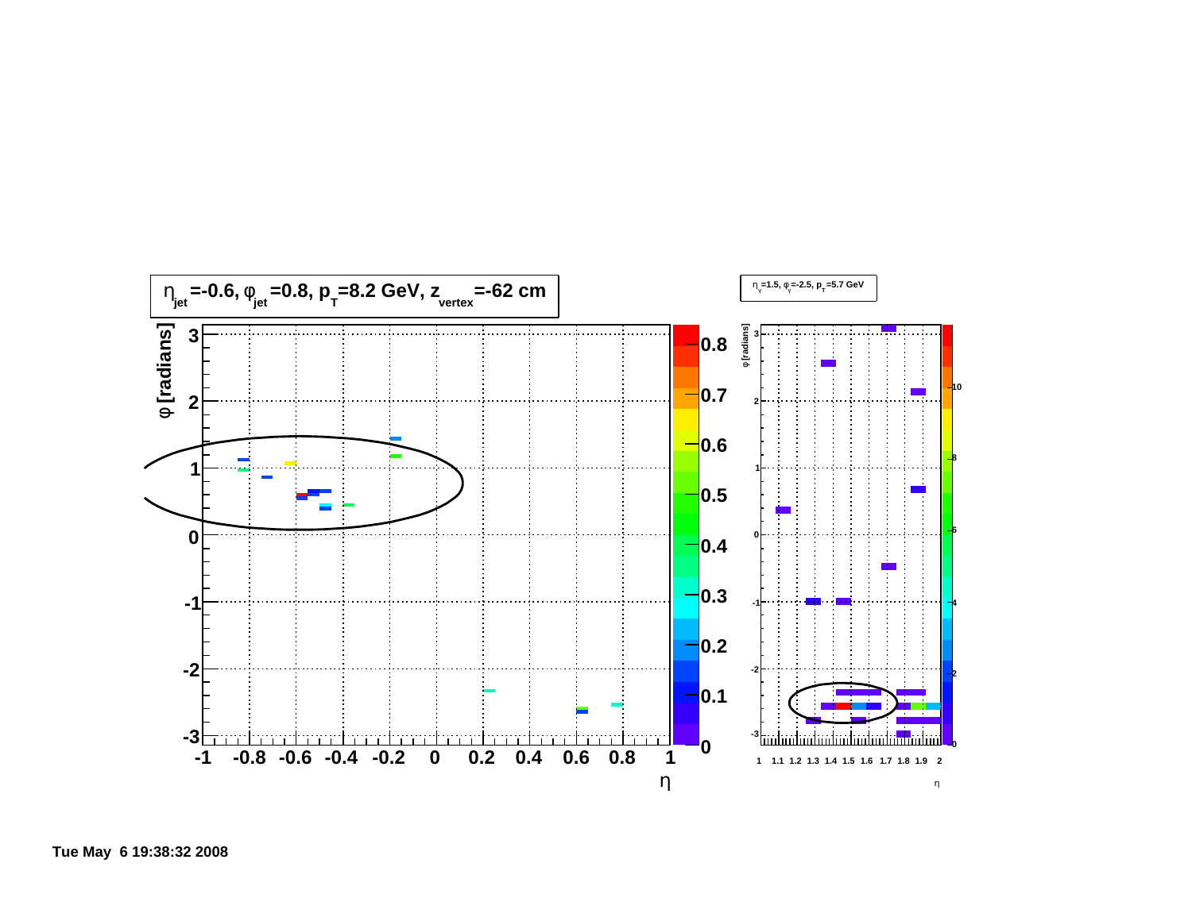$\eta_{jet}$=-0.6, $\varphi_{jet}$=0.8, $p_T$=8.2 GeV, $z_{vertex}$=-62 cm

$\eta_{\gamma}$=1.5, $\varphi_{\gamma}$=-2.5, $p_T$=5.7 GeV

Tue May 6 19:38:32 2008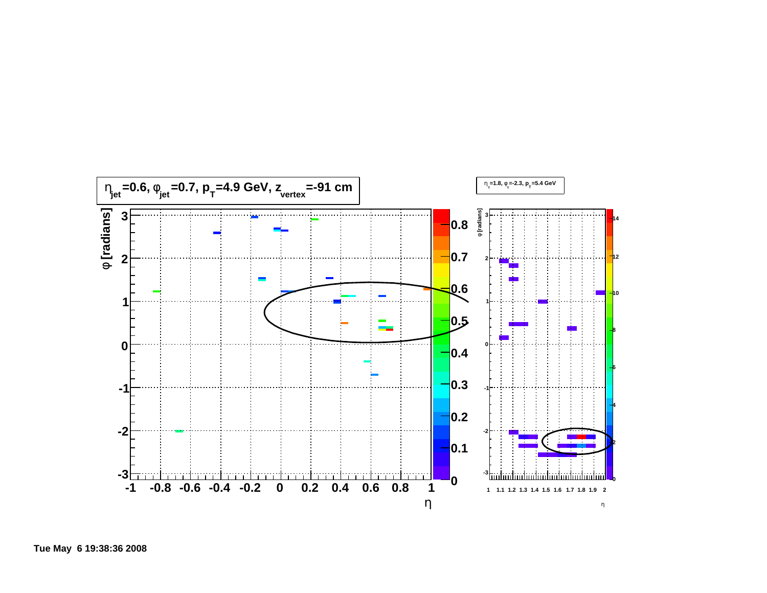$\eta_{jet}$=0.6, $\varphi_{jet}$=0.7, $p_T$=4.9 GeV, $z_{vertex}$=-91 cm

$\eta_{\gamma}$=1.8, $\varphi_{\gamma}$=-2.3, $p_T$=5.4 GeV

Tue May 6 19:38:36 2008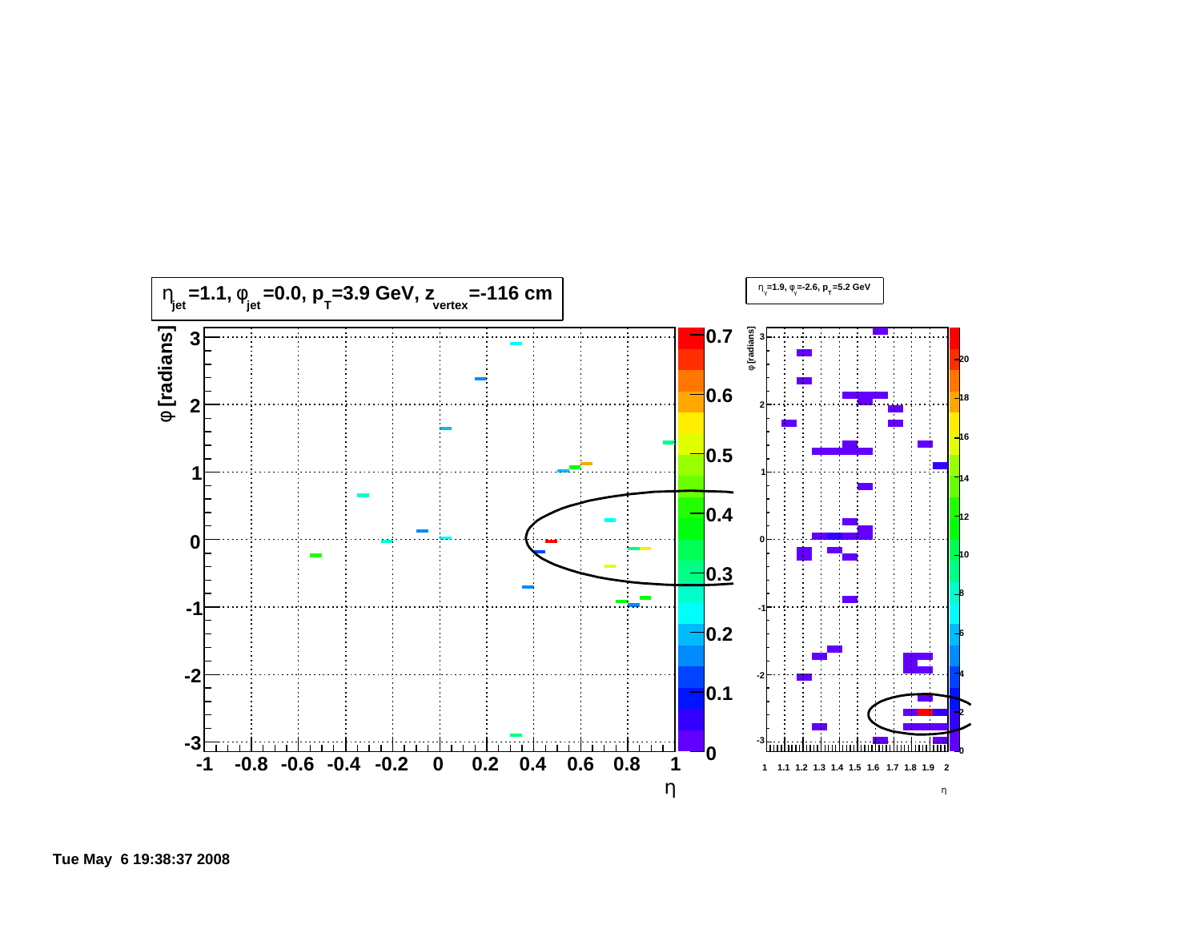$\eta_{jet}$=1.1, $\varphi_{jet}$=0.0, $p_T$=3.9 GeV, $z_{vertex}$=-116 cm

$\eta_\gamma$=1.9, $\varphi_\gamma$=-2.6, $p_T$=5.2 GeV

Tue May 6 19:38:37 2008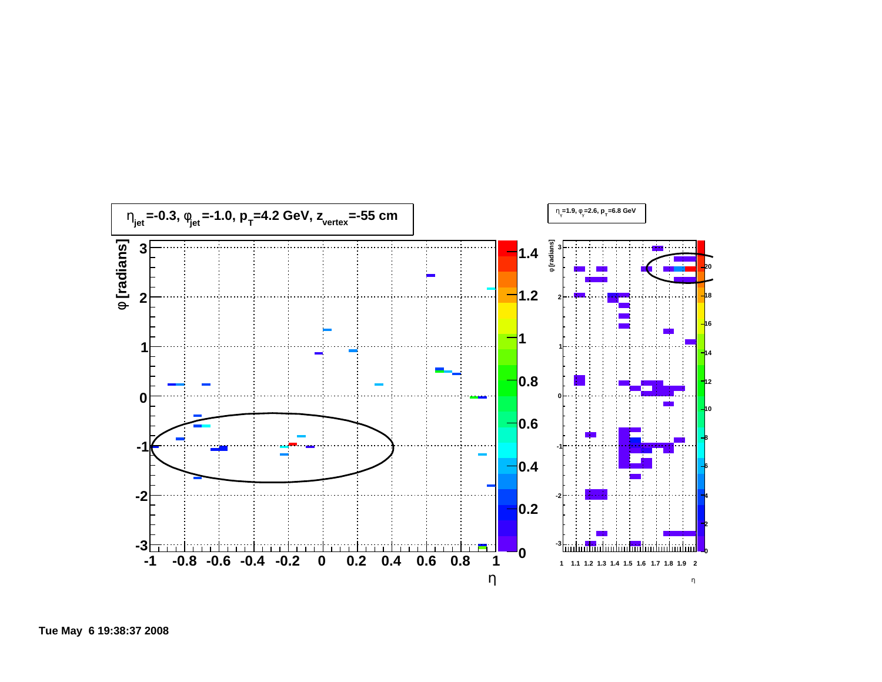$\eta_{jet}$=-0.3, $\varphi_{jet}$=-1.0, $p_T$=4.2 GeV, $z_{vertex}$=-55 cm

$\eta_{\gamma}$=1.9, $\varphi_{\gamma}$=2.6, $p_T$=6.8 GeV

Tue May 6 19:38:37 2008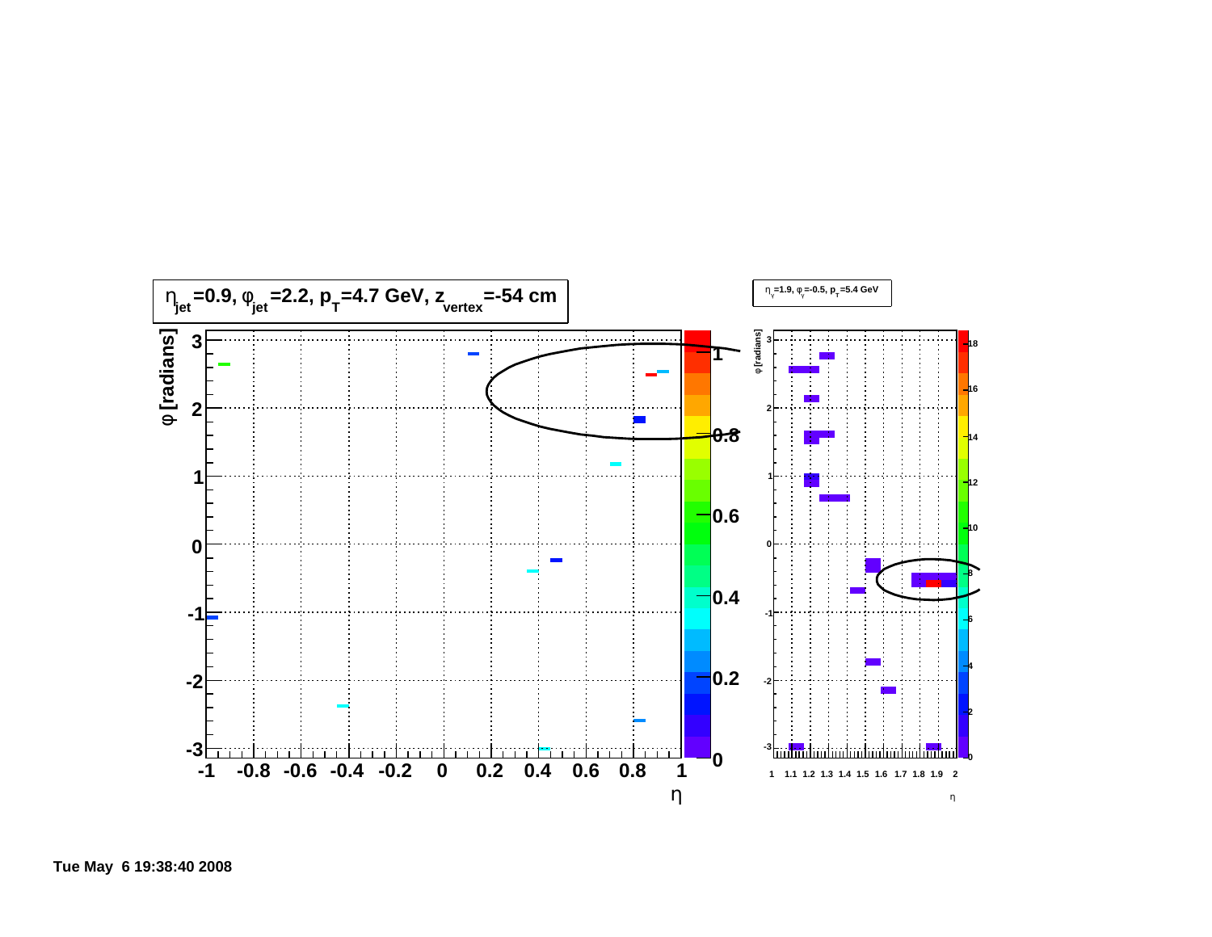$\eta_{jet}$=0.9, $\varphi_{jet}$=2.2, $p_T$=4.7 GeV, $z_{vertex}$=-54 cm

$\eta_{\gamma}$=1.9, $\varphi_{\gamma}$=-0.5, $p_T$=5.4 GeV

Tue May 6 19:38:40 2008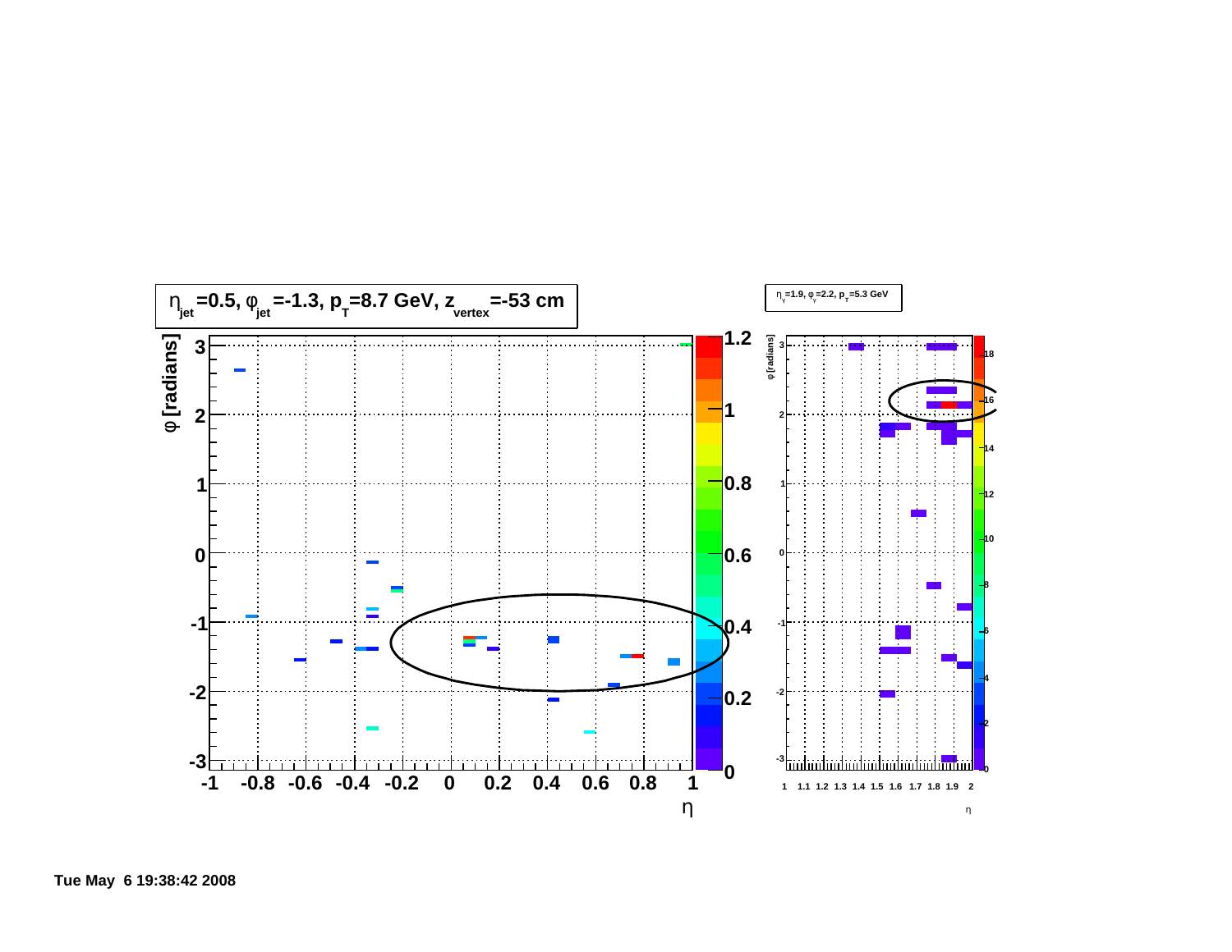$\eta_{jet}$=0.5, $\varphi_{jet}$=-1.3, $p_T$=8.7 GeV, $z_{vertex}$=-53 cm

$\eta_{\gamma}$=1.9, $\varphi_{\gamma}$=2.2, $p_T$=5.3 GeV

Tue May 6 19:38:42 2008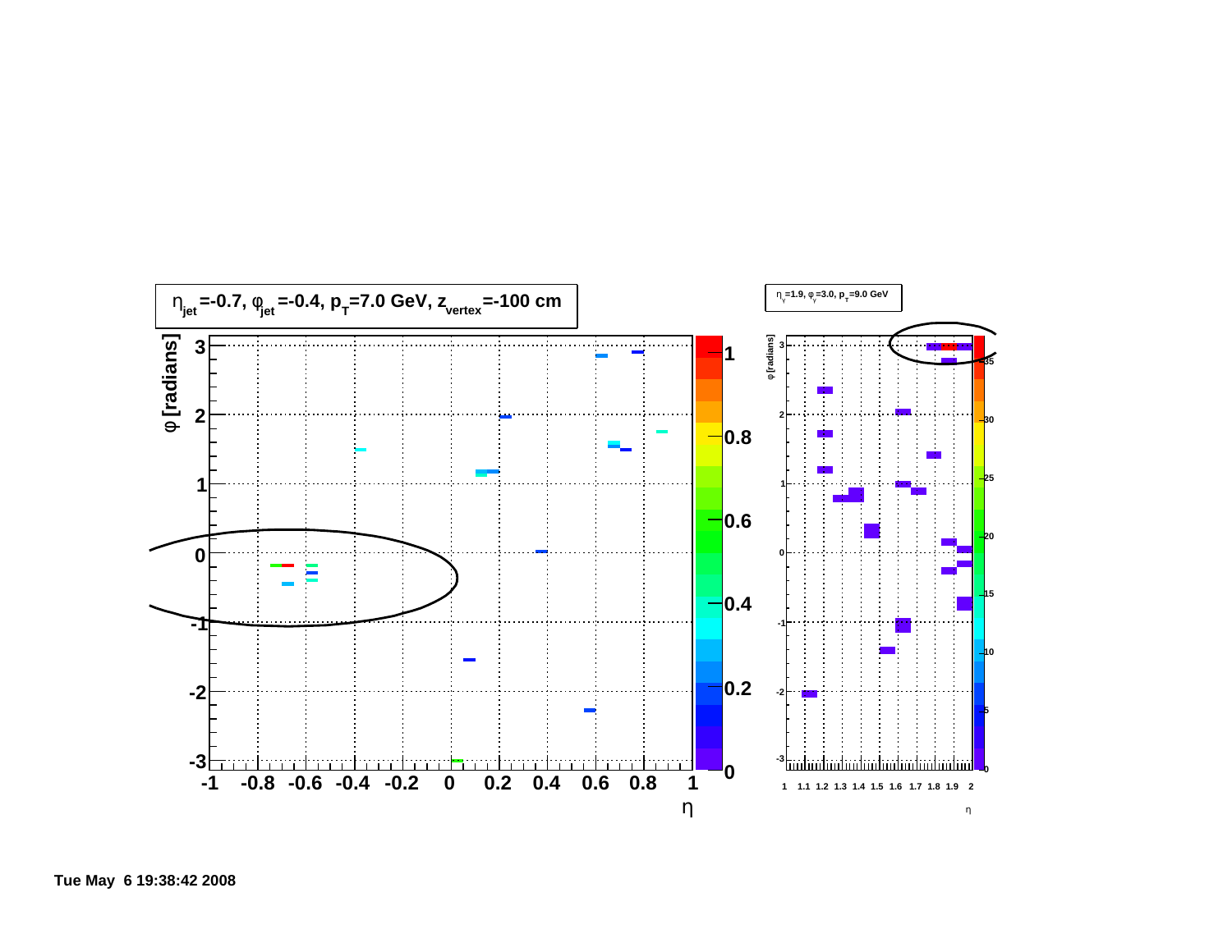$\eta_{jet}$=-0.7, $\varphi_{jet}$=-0.4, $p_T$=7.0 GeV, $z_{vertex}$=-100 cm

$\eta_\gamma$=1.9, $\varphi_\gamma$=3.0, $p_T$=9.0 GeV

Tue May 6 19:38:42 2008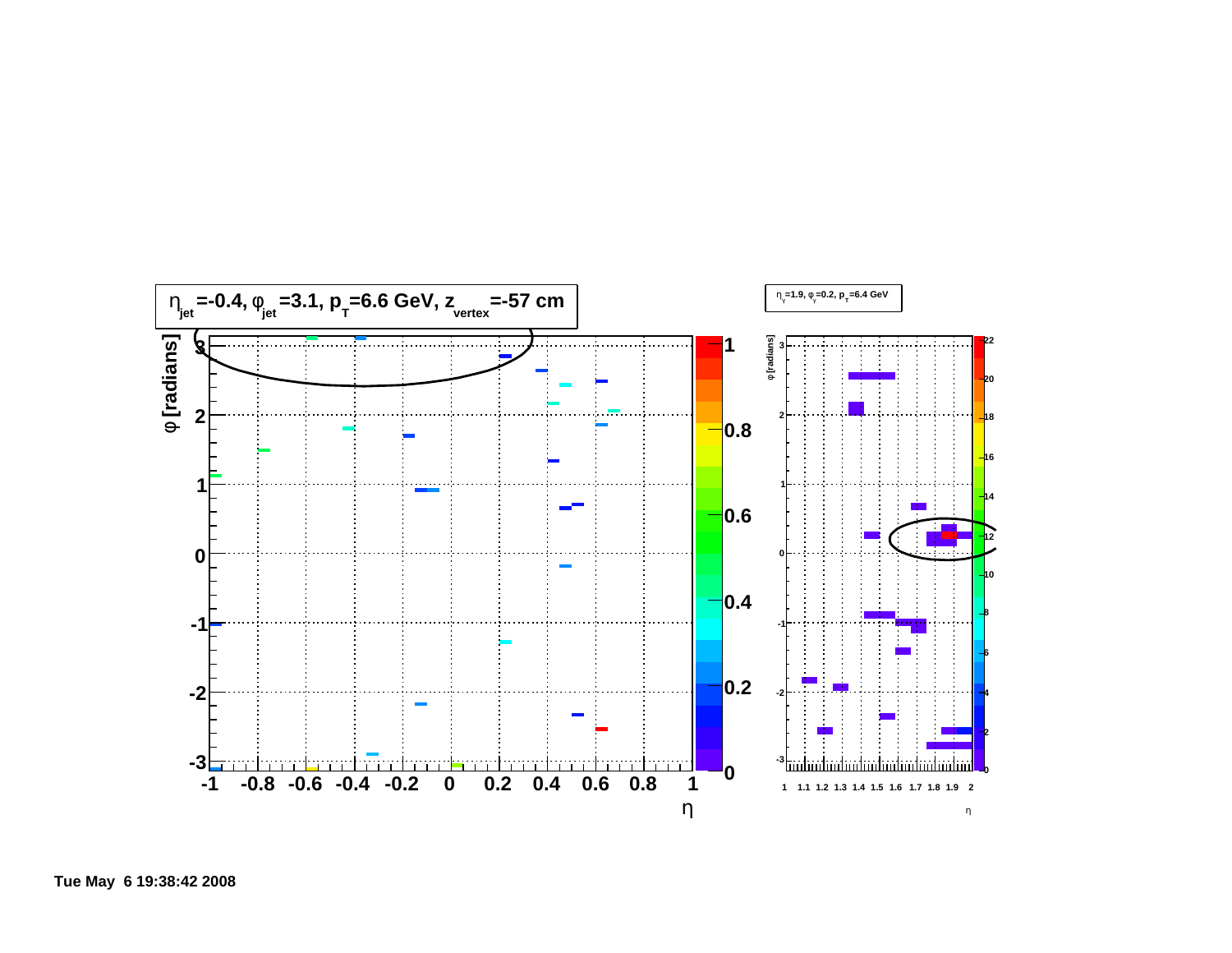$\eta_{jet}$=-0.4, $\varphi_{jet}$=3.1, $p_T$=6.6 GeV, $z_{vertex}$=-57 cm

$\eta_{\gamma}$=1.9, $\varphi_{\gamma}$=0.2, $p_T$=6.4 GeV

Tue May 6 19:38:42 2008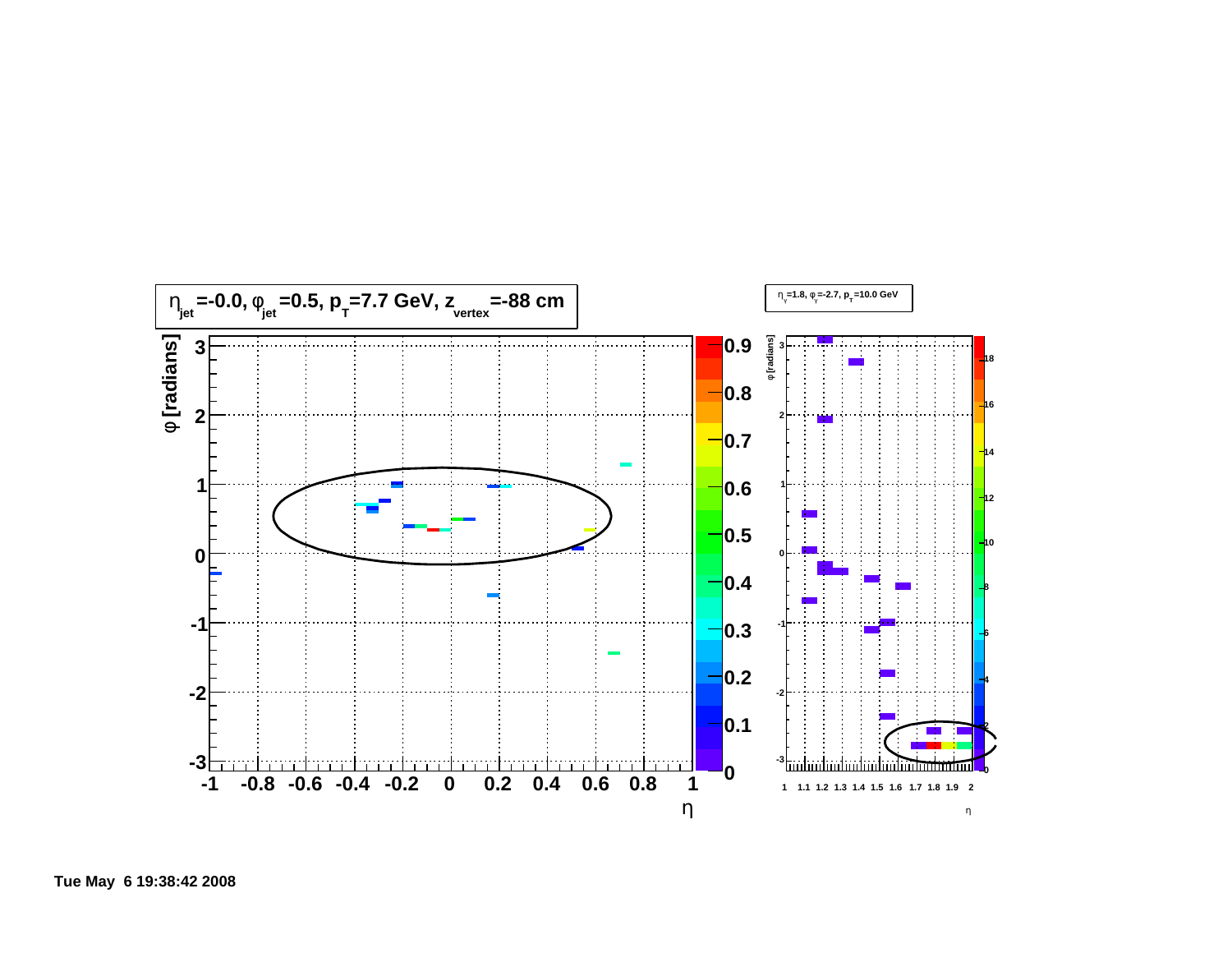$\eta_{jet}$=-0.0, $\varphi_{jet}$=0.5, $p_T$=7.7 GeV, $z_{vertex}$=-88 cm

$\eta_{\gamma}$=1.8, $\varphi_{\gamma}$=-2.7, $p_T$=10.0 GeV

Tue May 6 19:38:42 2008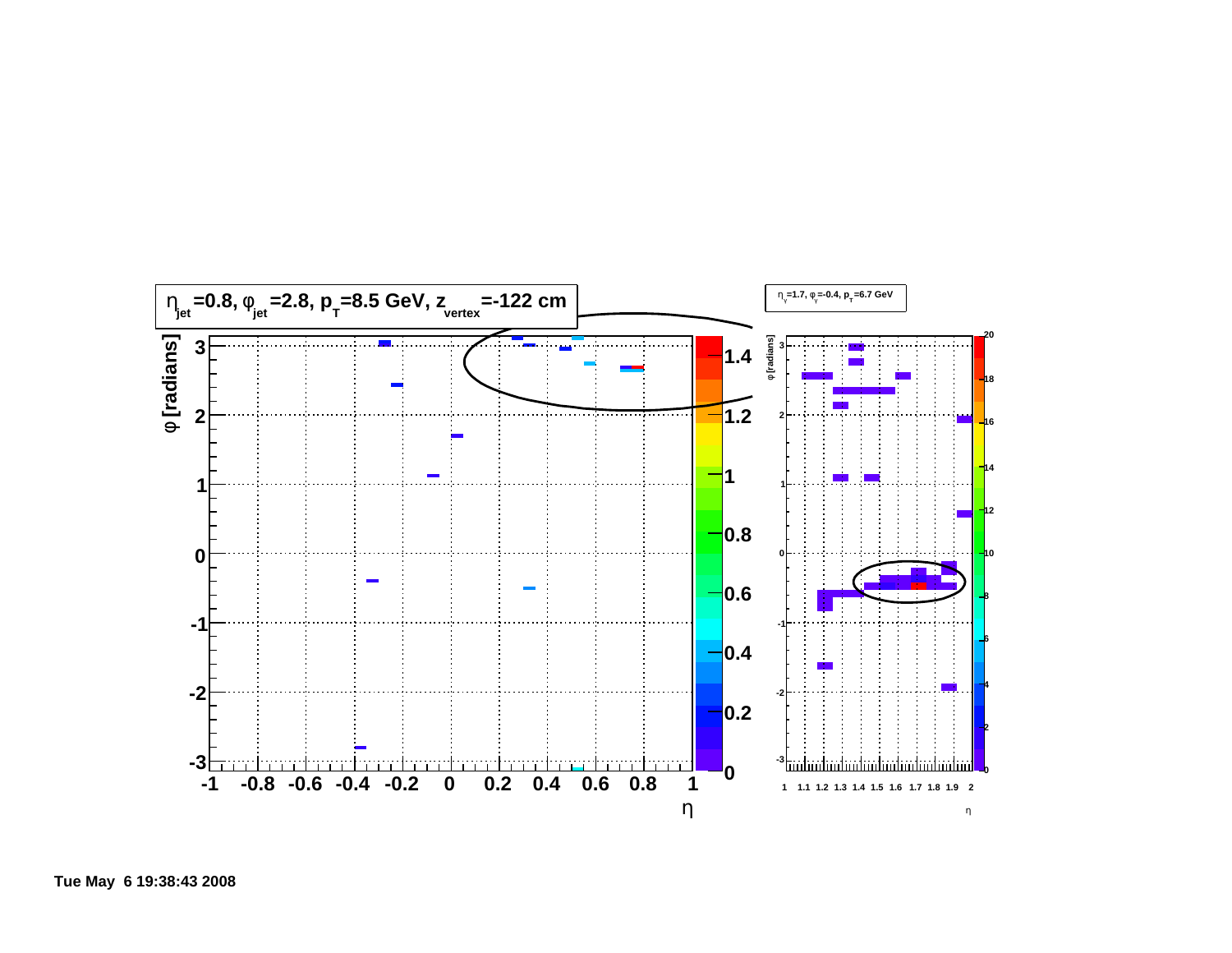$\eta_{jet}$=0.8, $\varphi_{jet}$=2.8, $p_T$=8.5 GeV, $z_{vertex}$=-122 cm

$\eta_{\gamma}$=1.7, $\varphi_{\gamma}$=-0.4, $p_T$=6.7 GeV

Tue May 6 19:38:43 2008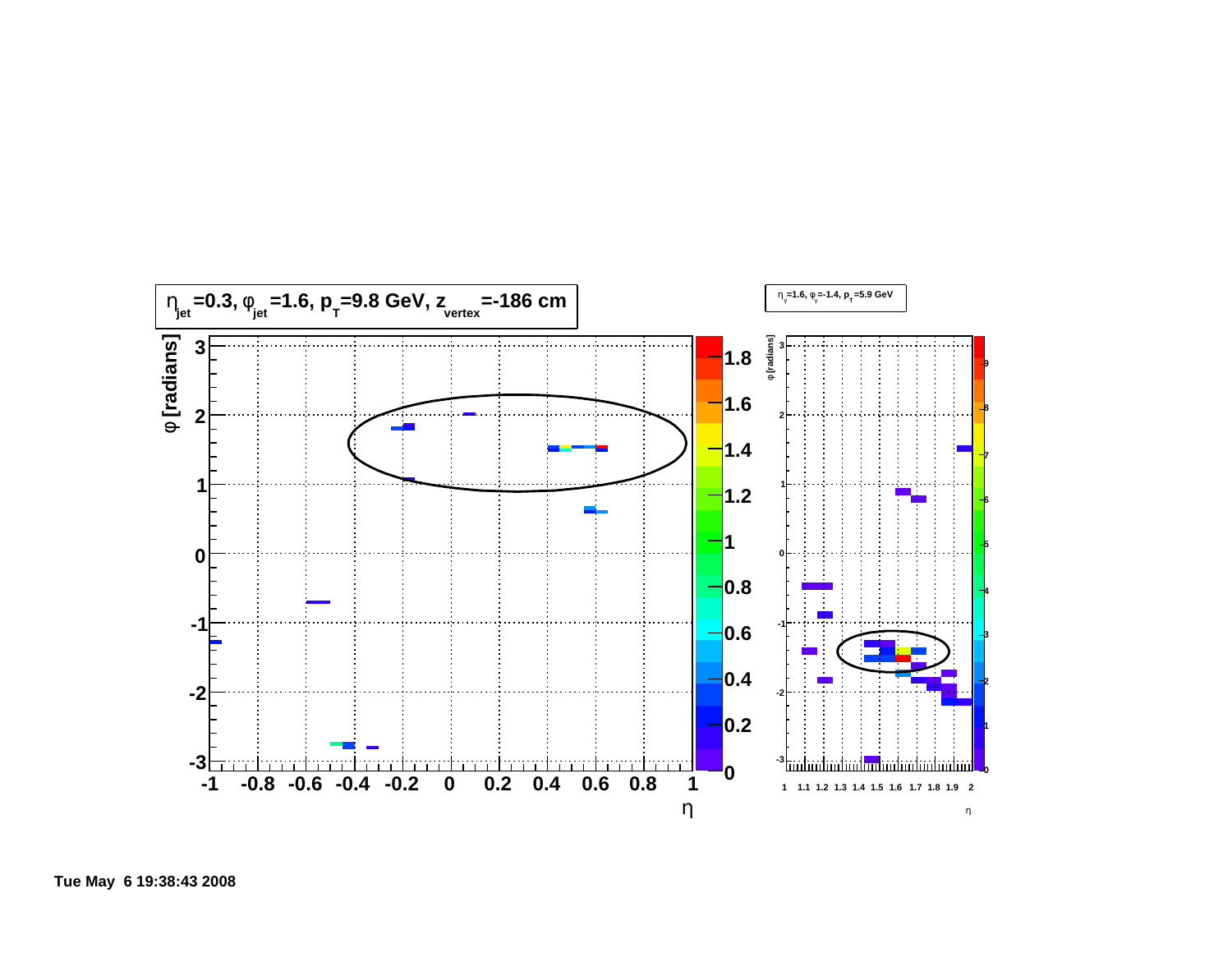$\eta_{jet}$=0.3, $\varphi_{jet}$=1.6, $p_T$=9.8 GeV, $z_{vertex}$=-186 cm

$\eta_{\gamma}$=1.6, $\varphi_{\gamma}$=-1.4, $p_T$=5.9 GeV

Tue May 6 19:38:43 2008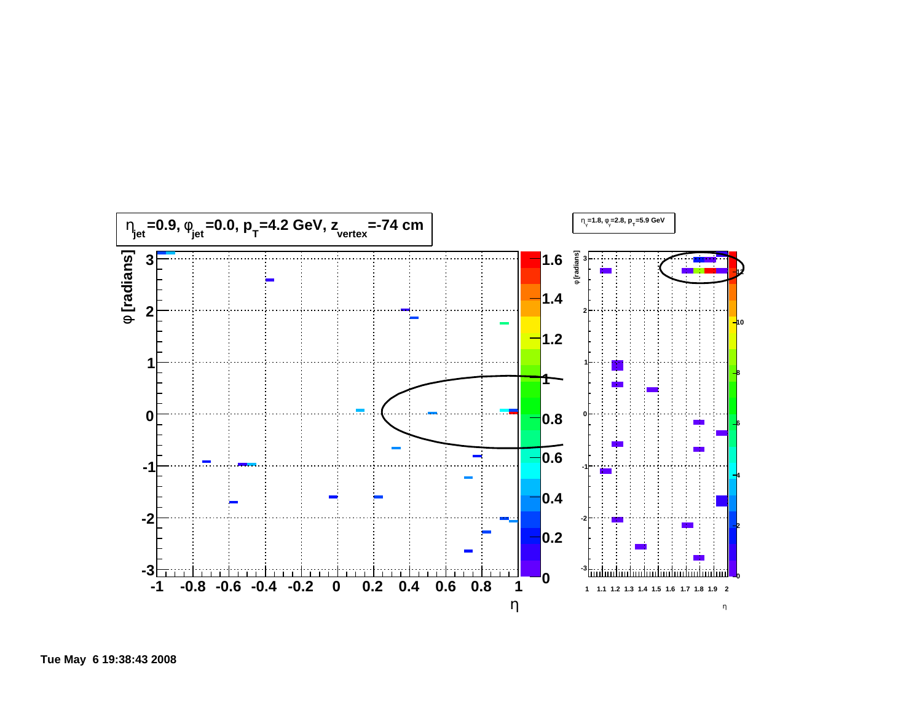$\eta_{jet}$=0.9, $\varphi_{jet}$=0.0, $p_T$=4.2 GeV, $z_{vertex}$=-74 cm

$\eta_\gamma$=1.8, $\varphi_\gamma$=2.8, $p_T$=5.9 GeV

Tue May 6 19:38:43 2008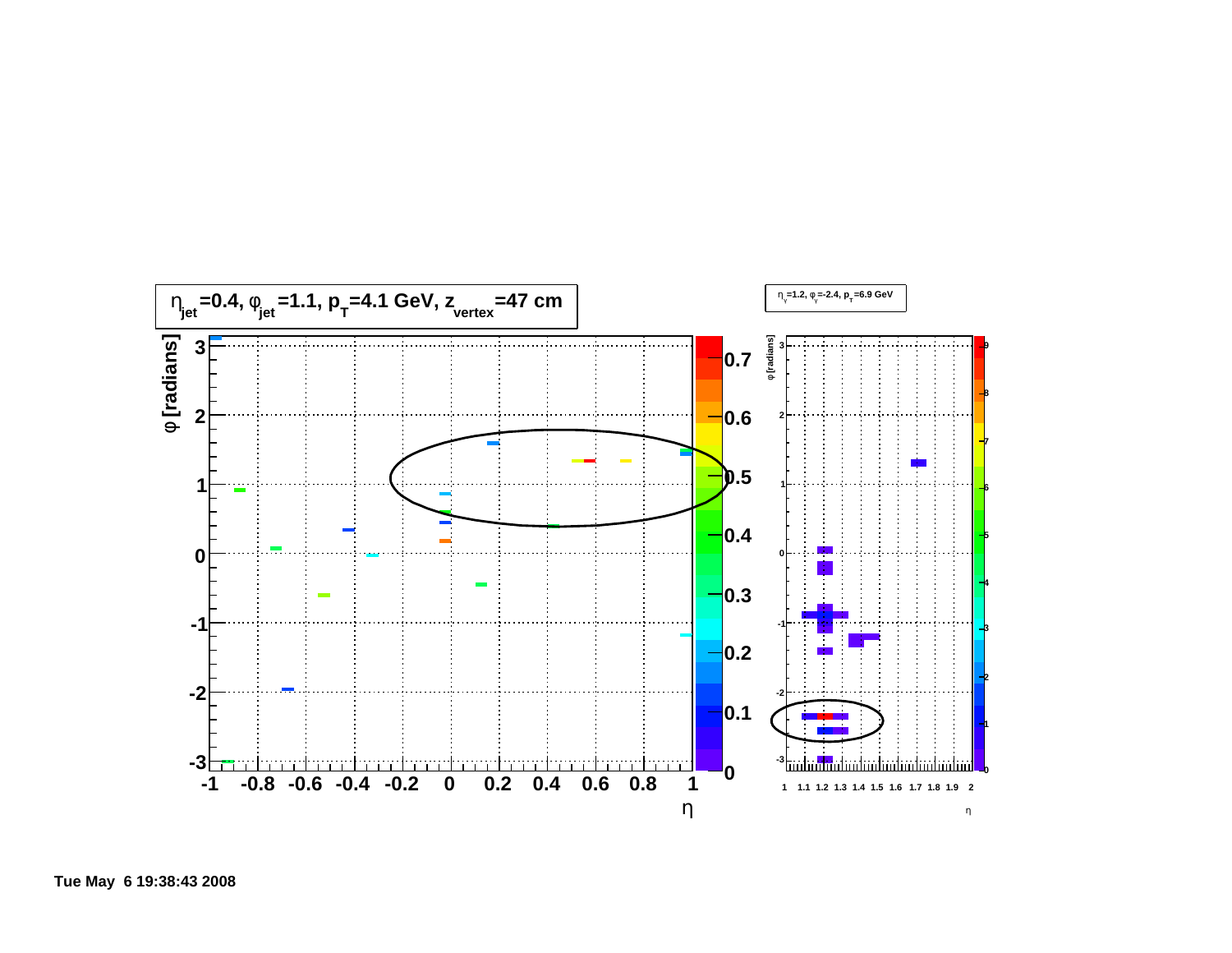$\eta_{jet}$=0.4, $\varphi_{jet}$=1.1, $p_T$=4.1 GeV, $z_{vertex}$=47 cm

$\eta_\gamma$=1.2, $\varphi_\gamma$=-2.4, $p_T$=6.9 GeV

Tue May 6 19:38:43 2008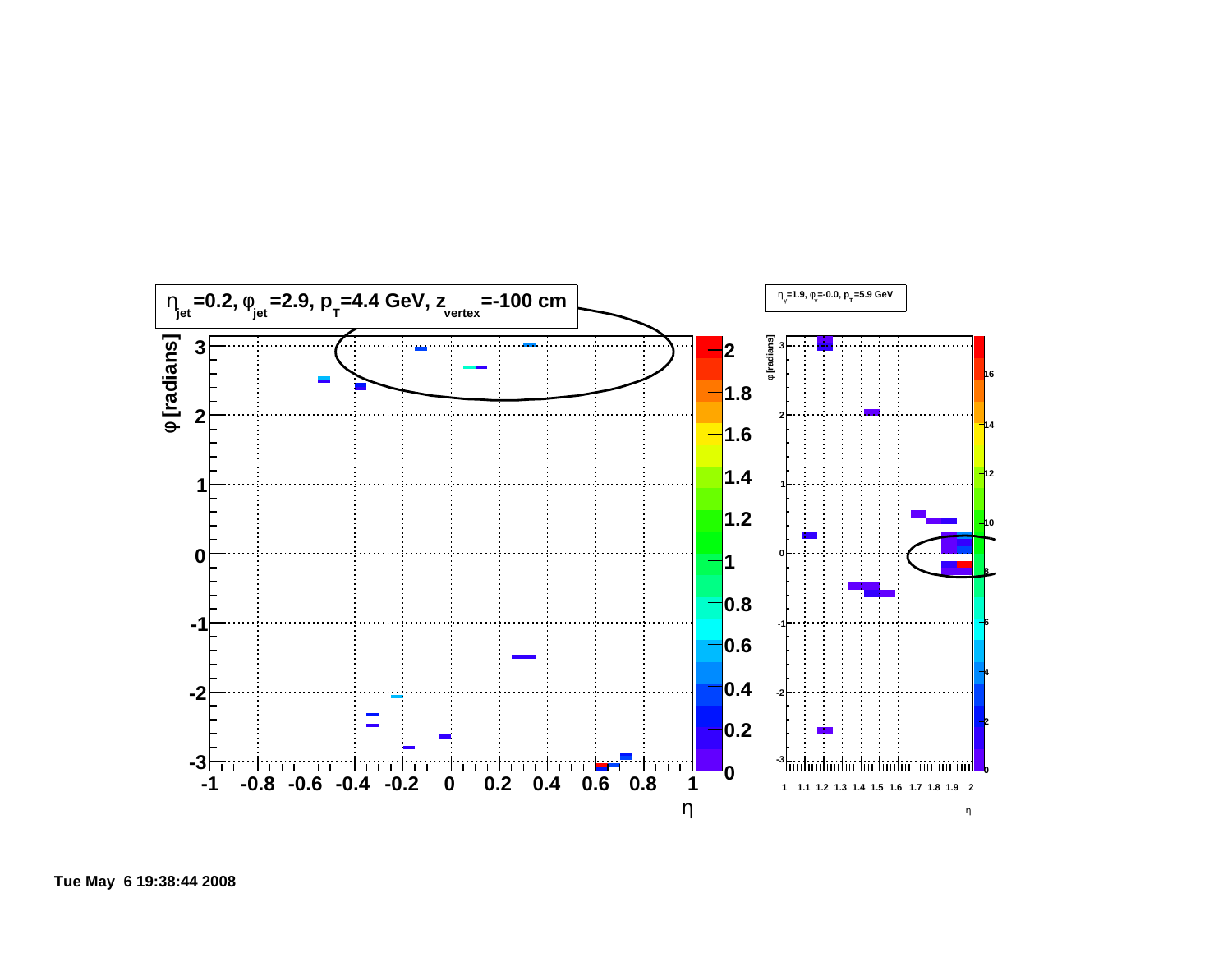$\eta_{jet}$=0.2, $\varphi_{jet}$=2.9, $p_T$=4.4 GeV, $z_{vertex}$=-100 cm

$\eta_{\gamma}$=1.9, $\varphi_{\gamma}$=-0.0, $p_T$=5.9 GeV

Tue May 6 19:38:44 2008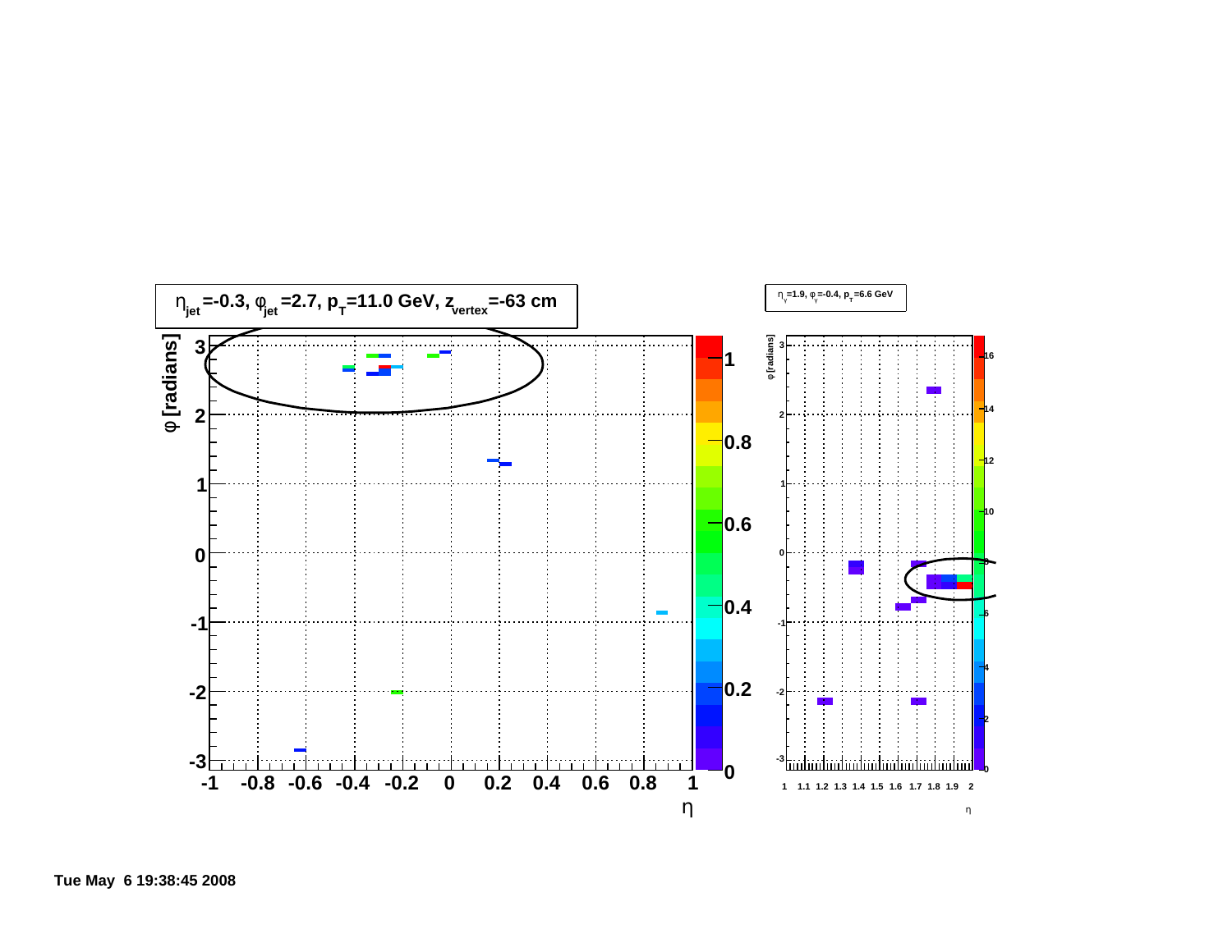$\eta_{jet}$=-0.3, $\varphi_{jet}$=2.7, $p_T$=11.0 GeV, $z_{vertex}$=-63 cm

$\eta_{\gamma}$=1.9, $\varphi_{\gamma}$=-0.4, $p_T$=6.6 GeV

Tue May 6 19:38:45 2008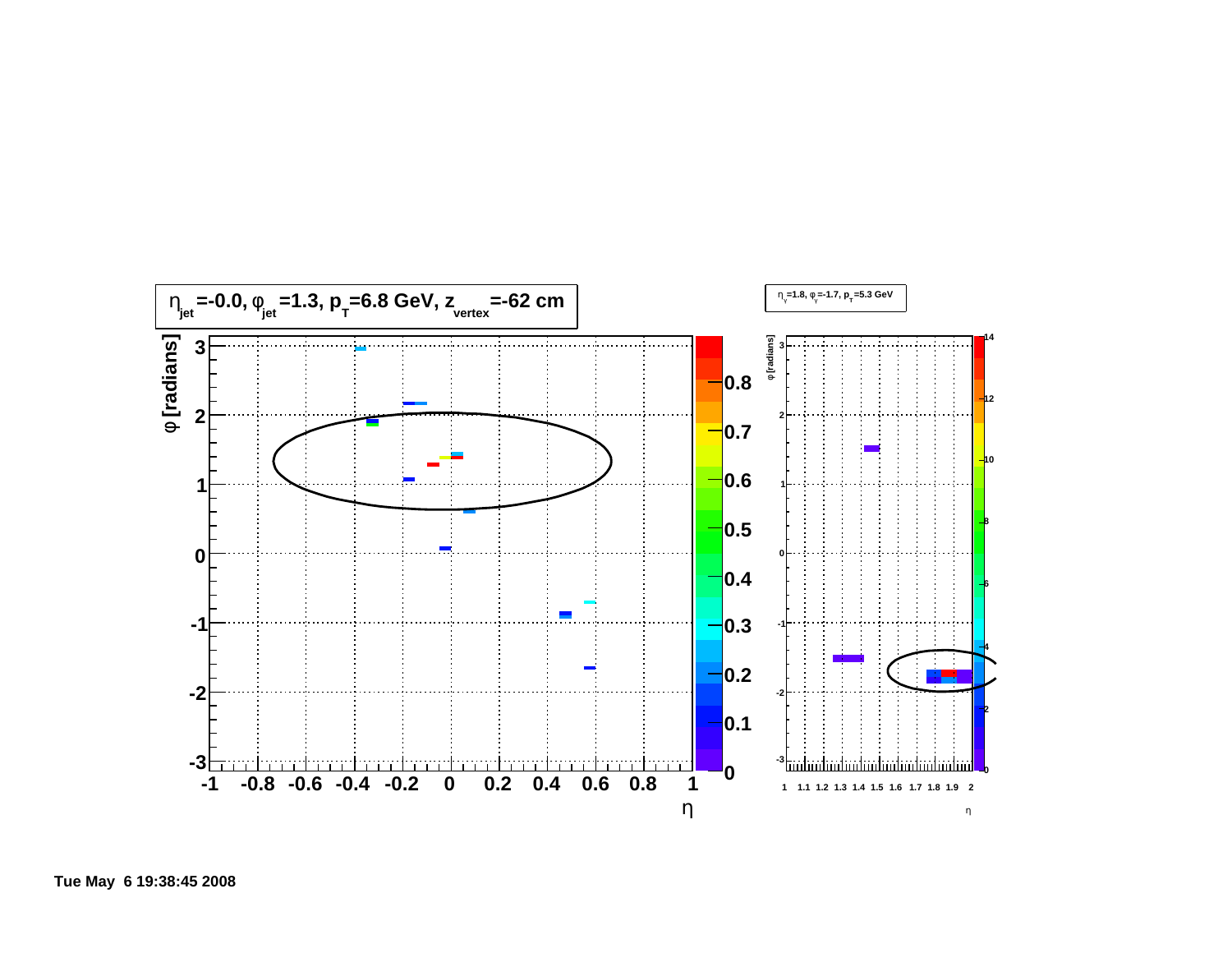$\eta_{jet}$=-0.0, $\varphi_{jet}$=1.3, $p_T$=6.8 GeV, $z_{vertex}$=-62 cm

$\eta_{\gamma}$=1.8, $\varphi_{\gamma}$=-1.7, $p_T$=5.3 GeV

Tue May 6 19:38:45 2008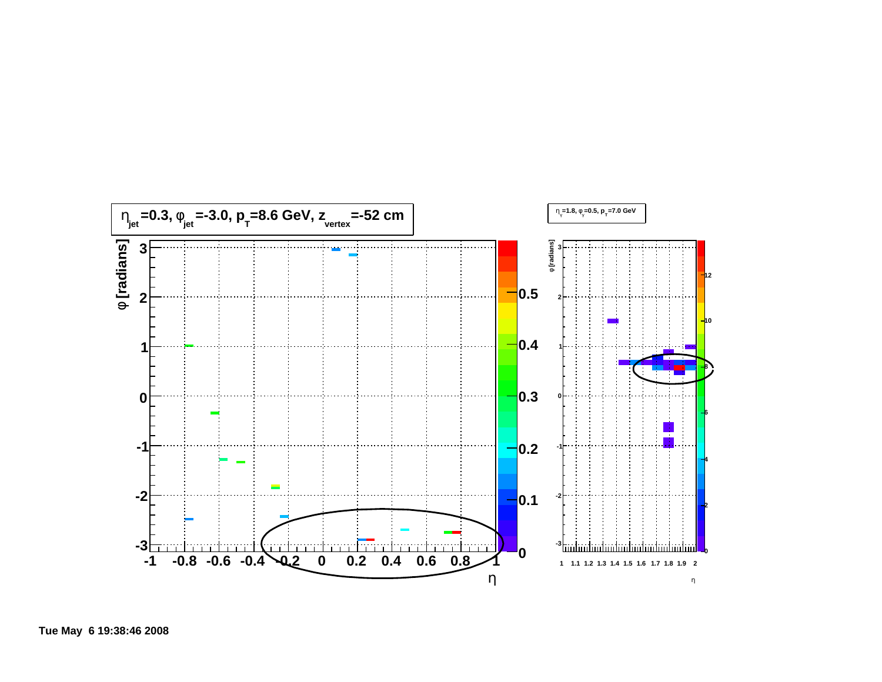$\eta_{jet}$=0.3, $\varphi_{jet}$=-3.0, $p_T$=8.6 GeV, $z_{vertex}$=-52 cm

$\eta_{\gamma}$=1.8, $\varphi_{\gamma}$=0.5, $p_T$=7.0 GeV

Tue May 6 19:38:46 2008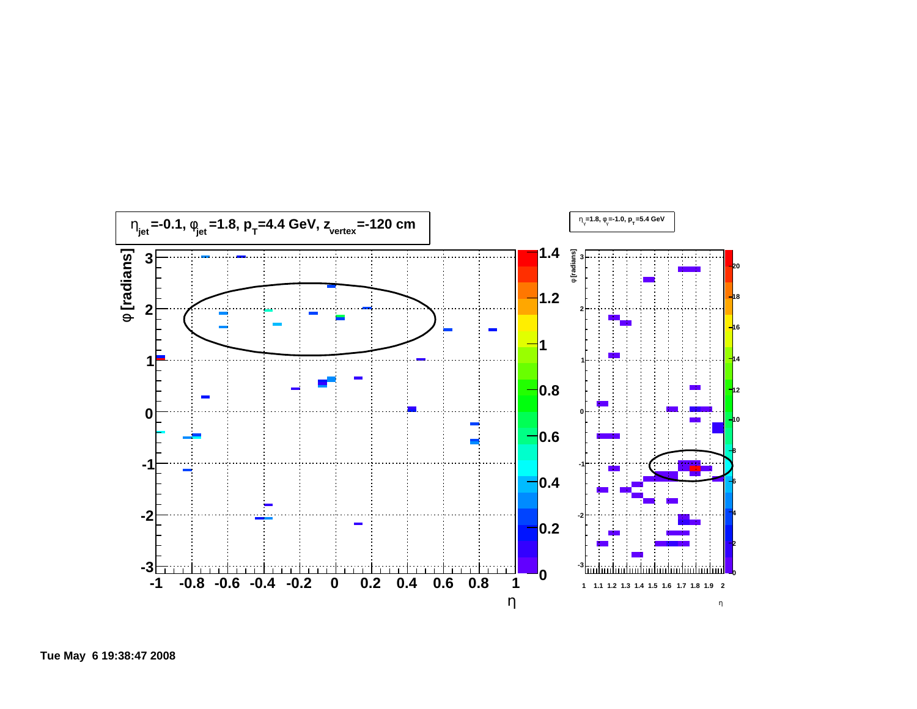$\eta_{jet}$=-0.1, $\varphi_{jet}$=1.8, $p_T$=4.4 GeV, $z_{vertex}$=-120 cm

$\eta_{\gamma}$=1.8, $\varphi_{\gamma}$=-1.0, $p_T$=5.4 GeV

Tue May 6 19:38:47 2008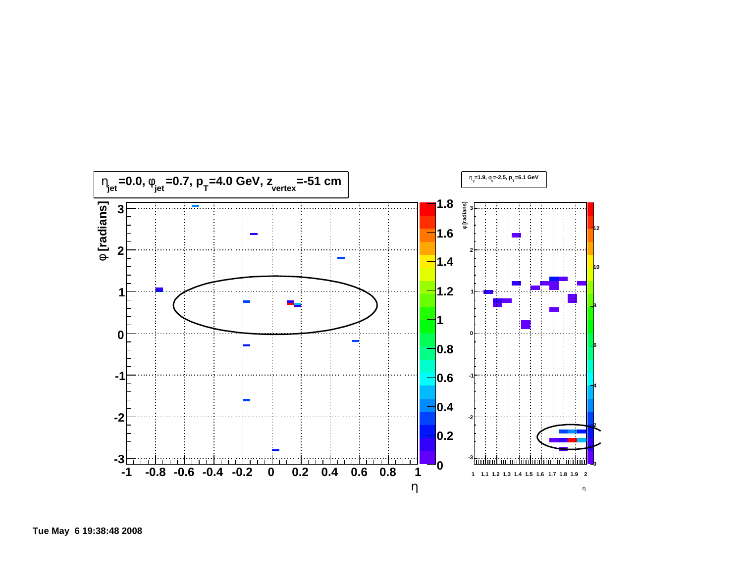$\eta_{jet}$=0.0, $\varphi_{jet}$=0.7, $p_T$=4.0 GeV, $z_{vertex}$=-51 cm

$\eta_\gamma$=1.9, $\varphi_\gamma$=-2.5, $p_T$=6.1 GeV

Tue May 6 19:38:48 2008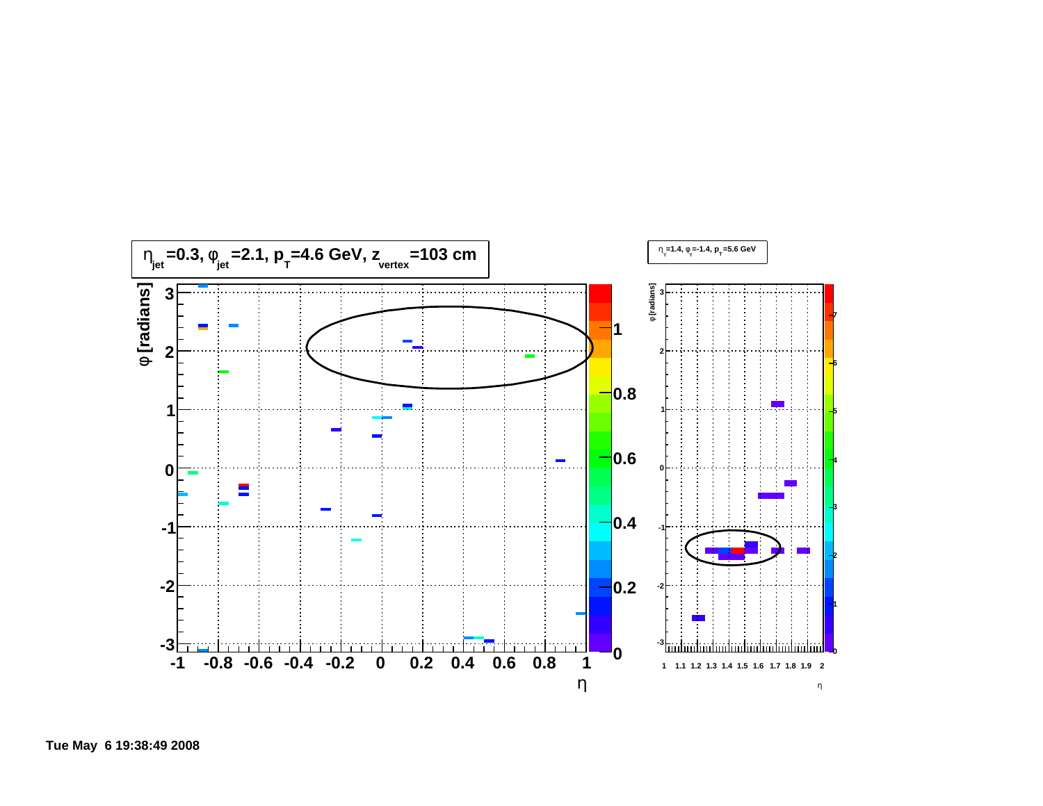$\eta_{jet}=0.3, \varphi_{jet}=2.1, p_T=4.6$ GeV, $z_{vertex}=103$ cm

$\eta_{\gamma}=1.4, \varphi_{\gamma}=-1.4, p_T=5.6$ GeV

Tue May 6 19:38:49 2008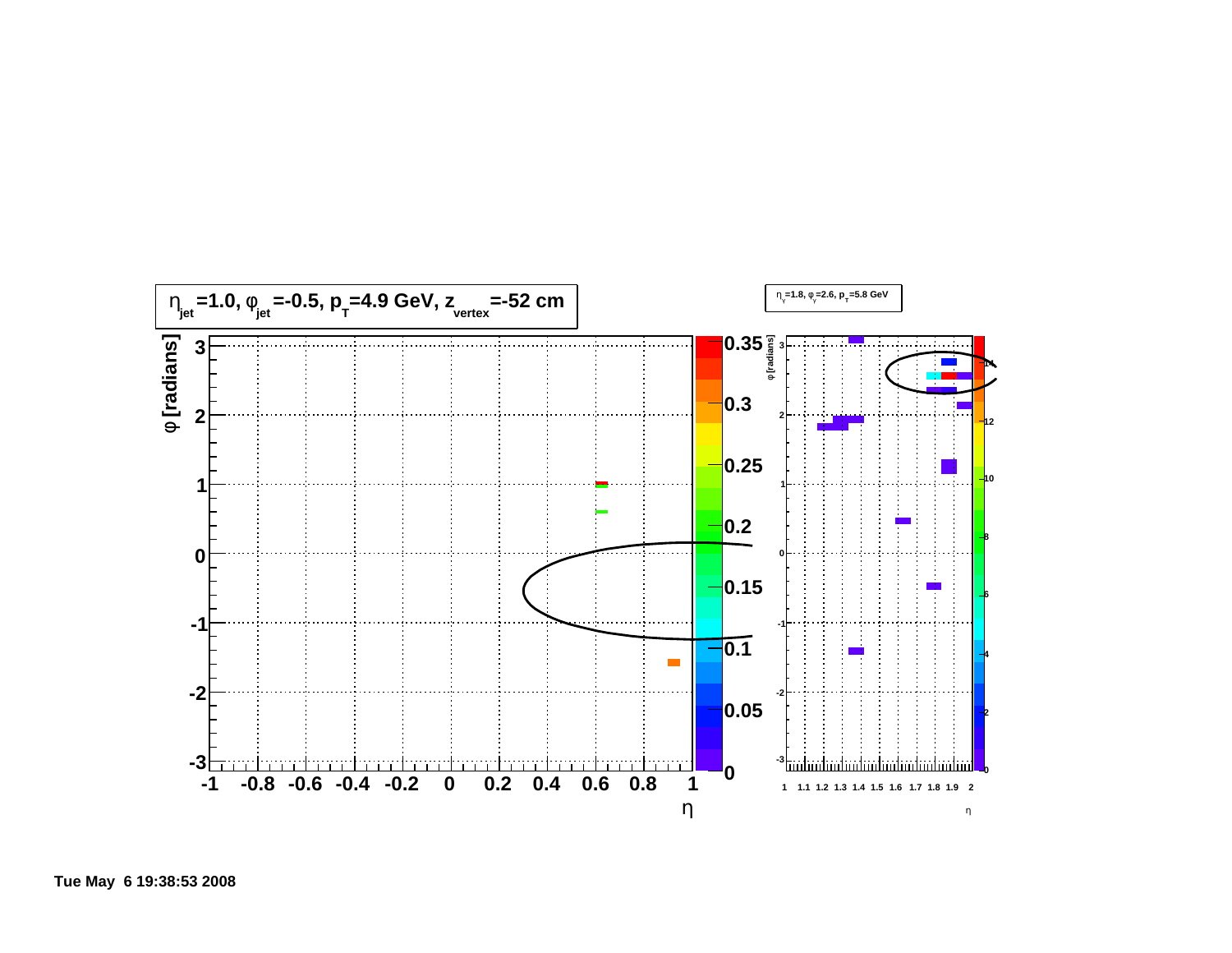$\eta_{jet}$=1.0, $\varphi_{jet}$=-0.5, $p_T$=4.9 GeV, $z_{vertex}$=-52 cm

$\eta_\gamma$=1.8, $\varphi_\gamma$=2.6, $p_T$=5.8 GeV

Tue May 6 19:38:53 2008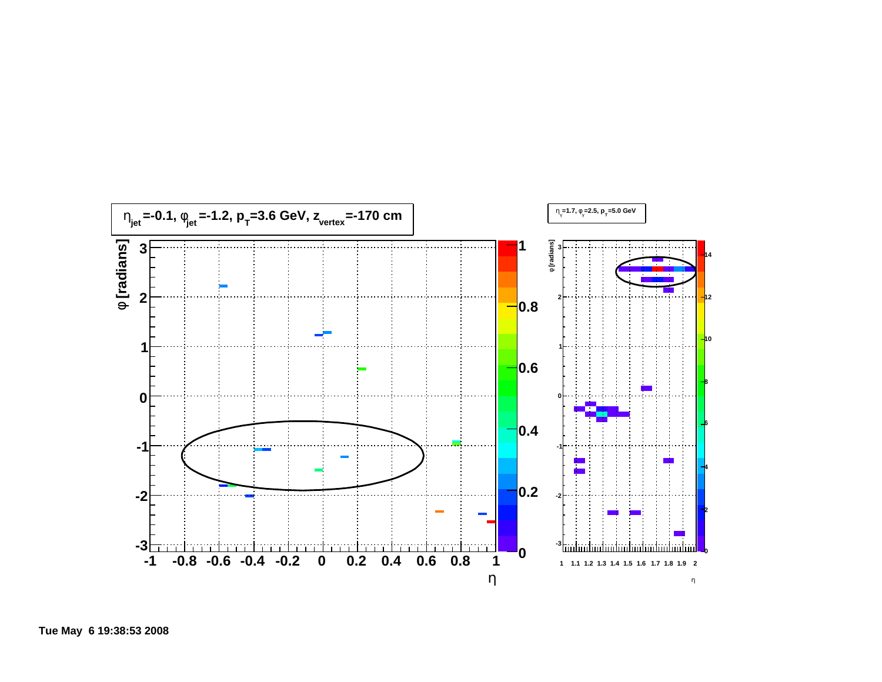$\eta_{jet}$=-0.1, $\varphi_{jet}$=-1.2, $p_T$=3.6 GeV, $z_{vertex}$=-170 cm

$\eta_{\gamma}$=1.7, $\varphi_{\gamma}$=2.5, $p_T$=5.0 GeV

Tue May 6 19:38:53 2008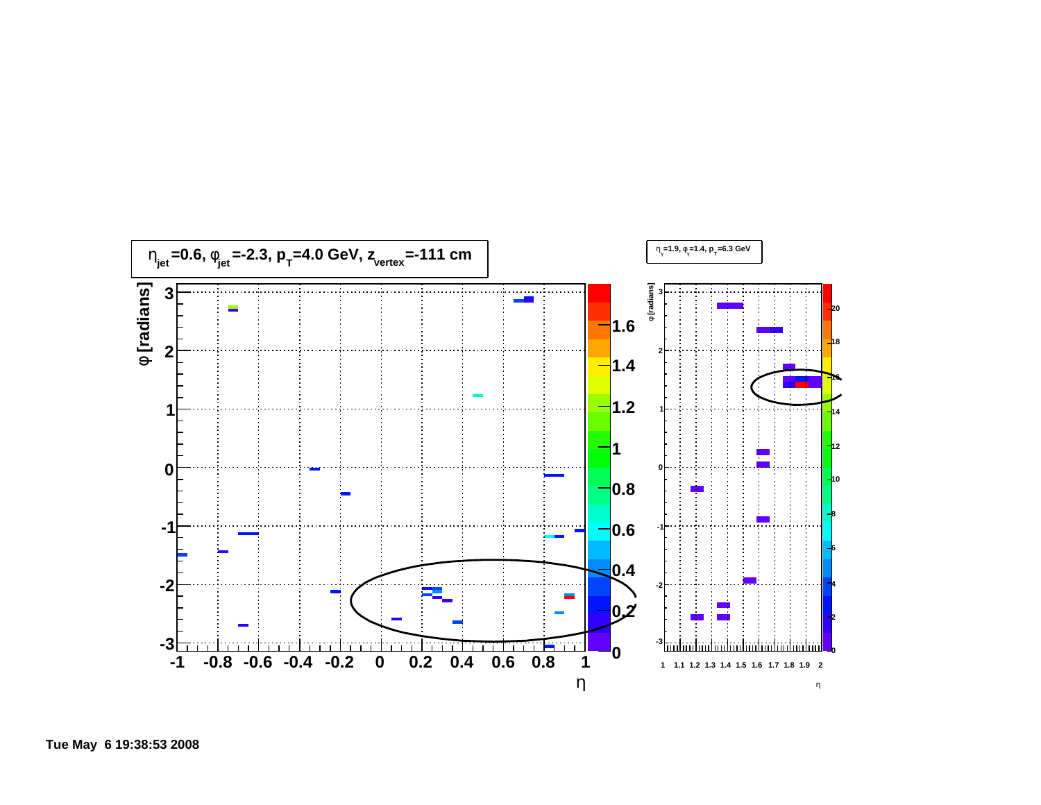$\eta_{jet}$=0.6, $\varphi_{jet}$=-2.3, $p_T$=4.0 GeV, $z_{vertex}$=-111 cm

$\eta_{\gamma}$=1.9, $\varphi_{\gamma}$=1.4, $p_T$=6.3 GeV

Tue May 6 19:38:53 2008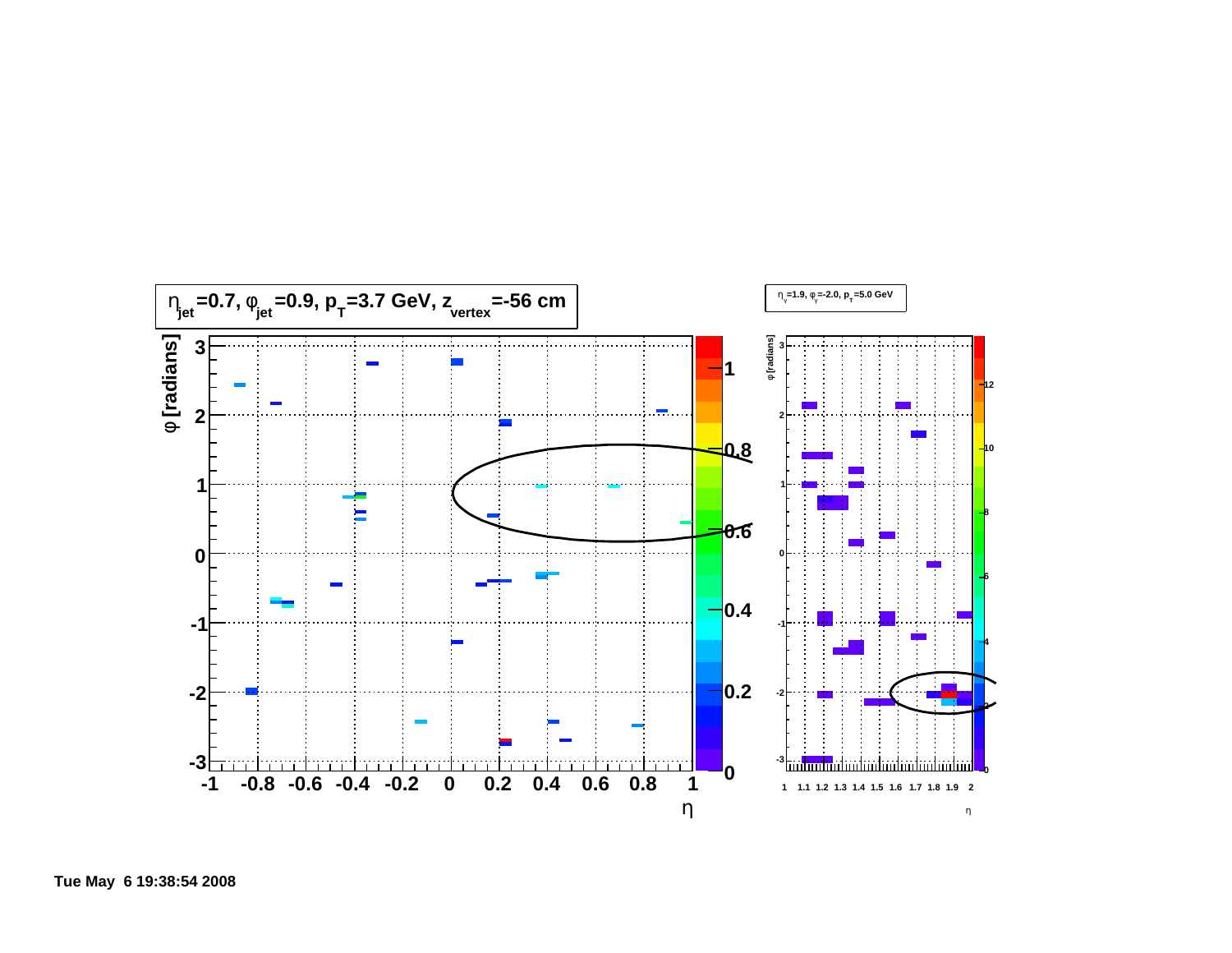$\eta_{jet}$=0.7, $\varphi_{jet}$=0.9, $p_T$=3.7 GeV, $z_{vertex}$=-56 cm

$\eta_\gamma$=1.9, $\varphi_\gamma$=-2.0, $p_T$=5.0 GeV

Tue May 6 19:38:54 2008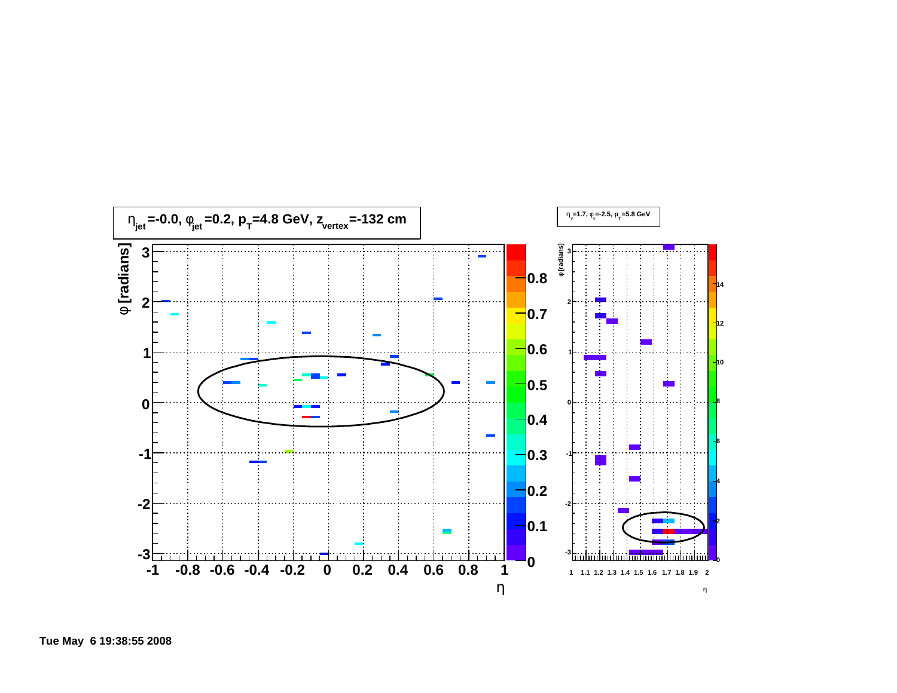$\eta_{jet}$=-0.0, $\varphi_{jet}$=0.2, $p_T$=4.8 GeV, $z_{vertex}$=-132 cm

$\eta_\gamma$=1.7, $\varphi_\gamma$=-2.5, $p_T$=5.8 GeV

Tue May 6 19:38:55 2008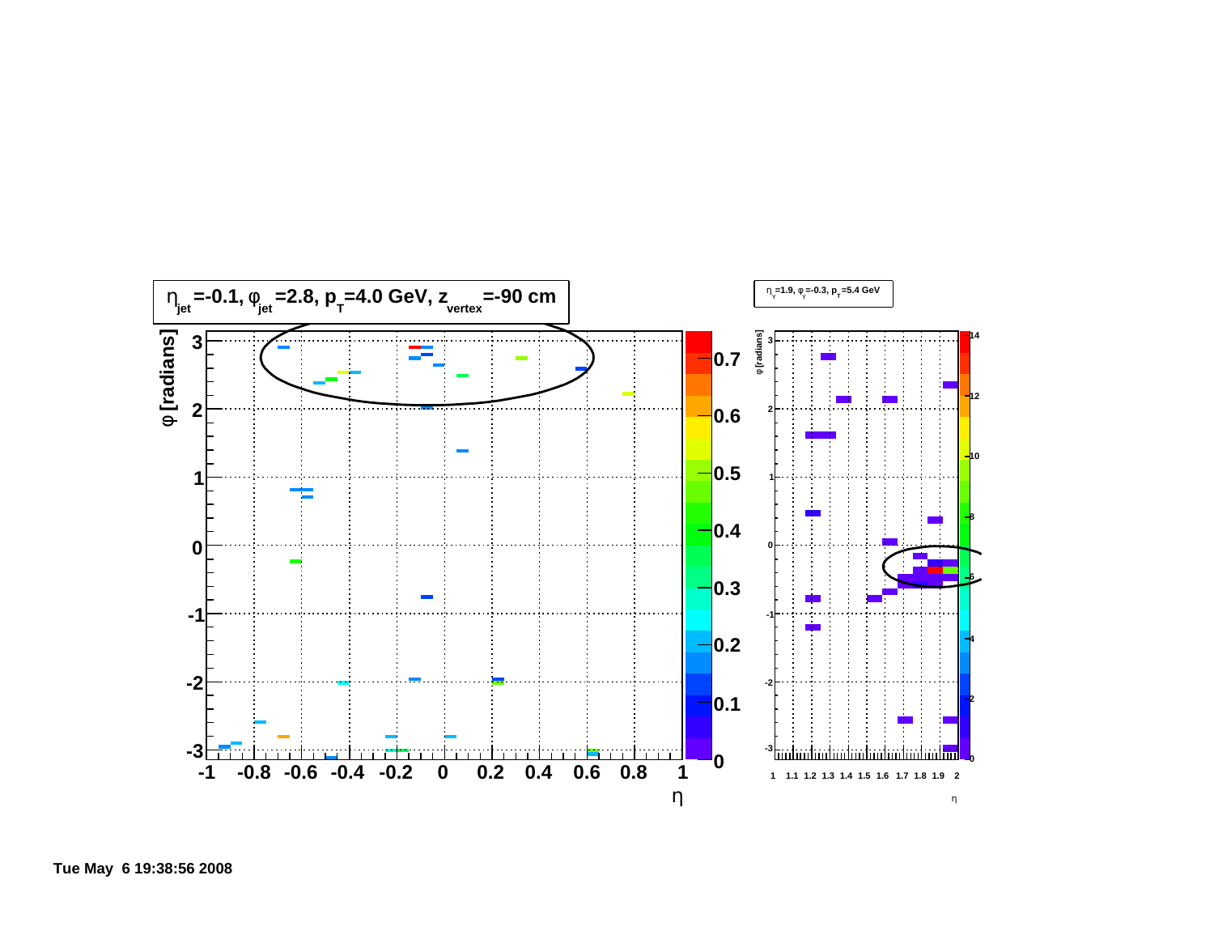$\eta_{jet}$=-0.1, $\varphi_{jet}$=2.8, $p_T$=4.0 GeV, $z_{vertex}$=-90 cm

φ [radians]

3
2
1
0
-1
-2
-3

-1 -0.8 -0.6 -0.4 -0.2 0 0.2 0.4 0.6 0.8 1

η

0.7
0.6
0.5
0.4
0.3
0.2
0.1
0

$\eta_\gamma$=1.9, $\varphi_\gamma$=-0.3, $p_T$=5.4 GeV

φ [radians]

3
2
1
0
-1
-2
-3

1 1.1 1.2 1.3 1.4 1.5 1.6 1.7 1.8 1.9 2

η

14
12
10
8
6
4
2
0

Tue May 6 19:38:56 2008